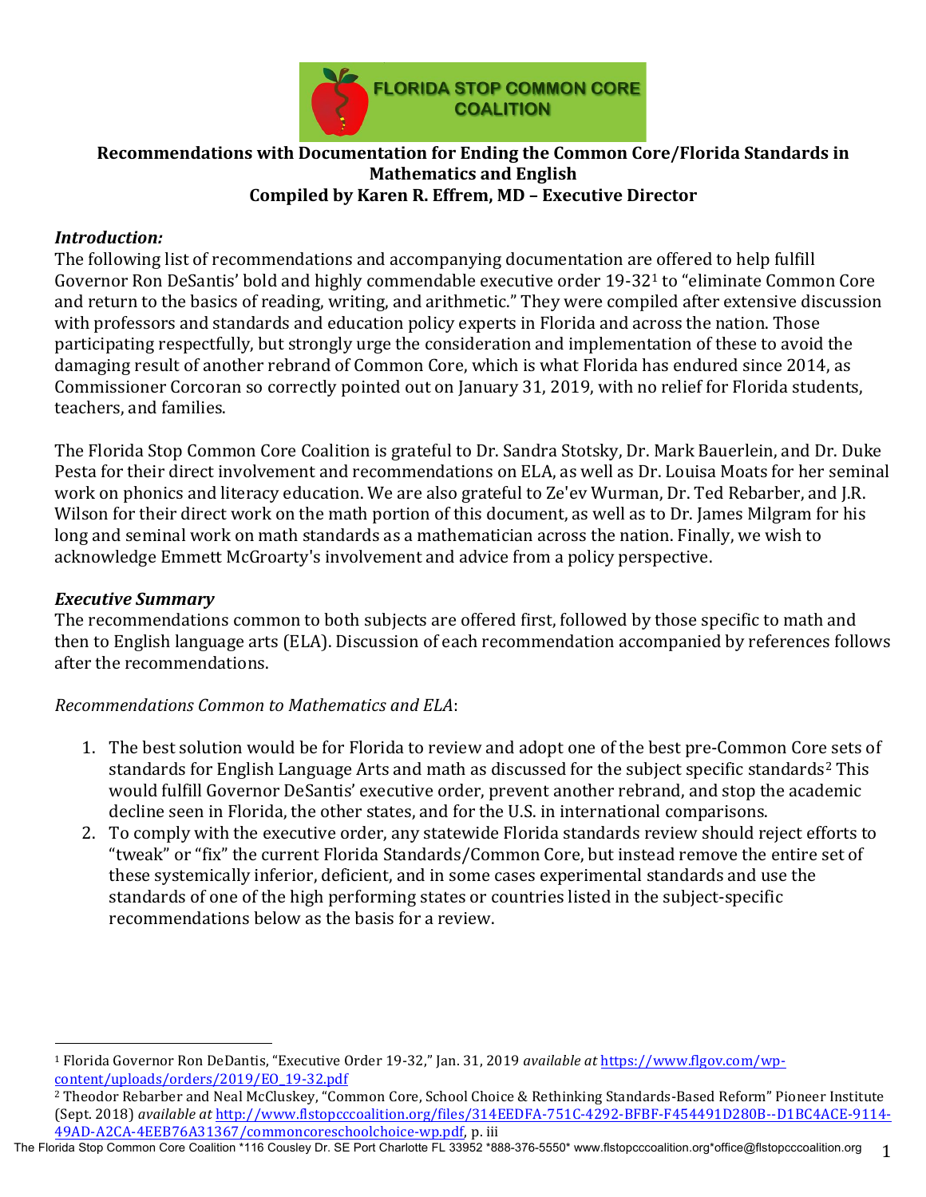FLORIDA STOP COMMON CORE COALITION

**Recommendations with Documentation for Ending the Common Core/Florida Standards in Mathematics and English**
**Compiled by Karen R. Effrem, MD – Executive Director**

### *Introduction:*

The following list of recommendations and accompanying documentation are offered to help fulfill Governor Ron DeSantis' bold and highly commendable executive order 19-32[1] to "eliminate Common Core and return to the basics of reading, writing, and arithmetic." They were compiled after extensive discussion with professors and standards and education policy experts in Florida and across the nation. Those participating respectfully, but strongly urge the consideration and implementation of these to avoid the damaging result of another rebrand of Common Core, which is what Florida has endured since 2014, as Commissioner Corcoran so correctly pointed out on January 31, 2019, with no relief for Florida students, teachers, and families.

The Florida Stop Common Core Coalition is grateful to Dr. Sandra Stotsky, Dr. Mark Bauerlein, and Dr. Duke Pesta for their direct involvement and recommendations on ELA, as well as Dr. Louisa Moats for her seminal work on phonics and literacy education. We are also grateful to Ze'ev Wurman, Dr. Ted Rebarber, and J.R. Wilson for their direct work on the math portion of this document, as well as to Dr. James Milgram for his long and seminal work on math standards as a mathematician across the nation. Finally, we wish to acknowledge Emmett McGroarty's involvement and advice from a policy perspective.

### *Executive Summary*

The recommendations common to both subjects are offered first, followed by those specific to math and then to English language arts (ELA). Discussion of each recommendation accompanied by references follows after the recommendations.

*Recommendations Common to Mathematics and ELA*:

1. The best solution would be for Florida to review and adopt one of the best pre-Common Core sets of standards for English Language Arts and math as discussed for the subject specific standards[2] This would fulfill Governor DeSantis' executive order, prevent another rebrand, and stop the academic decline seen in Florida, the other states, and for the U.S. in international comparisons.
2. To comply with the executive order, any statewide Florida standards review should reject efforts to "tweak" or "fix" the current Florida Standards/Common Core, but instead remove the entire set of these systemically inferior, deficient, and in some cases experimental standards and use the standards of one of the high performing states or countries listed in the subject-specific recommendations below as the basis for a review.

---

[1] Florida Governor Ron DeDantis, "Executive Order 19-32," Jan. 31, 2019 *available at* https://www.flgov.com/wp-content/uploads/orders/2019/EO_19-32.pdf

[2] Theodor Rebarber and Neal McCluskey, "Common Core, School Choice & Rethinking Standards-Based Reform" Pioneer Institute (Sept. 2018) *available at* http://www.flstopcccoalition.org/files/314EEDFA-751C-4292-BFBF-F454491D280B--D1BC4ACE-9114-49AD-A2CA-4EEB76A31367/commoncoreschoolchoice-wp.pdf, p. iii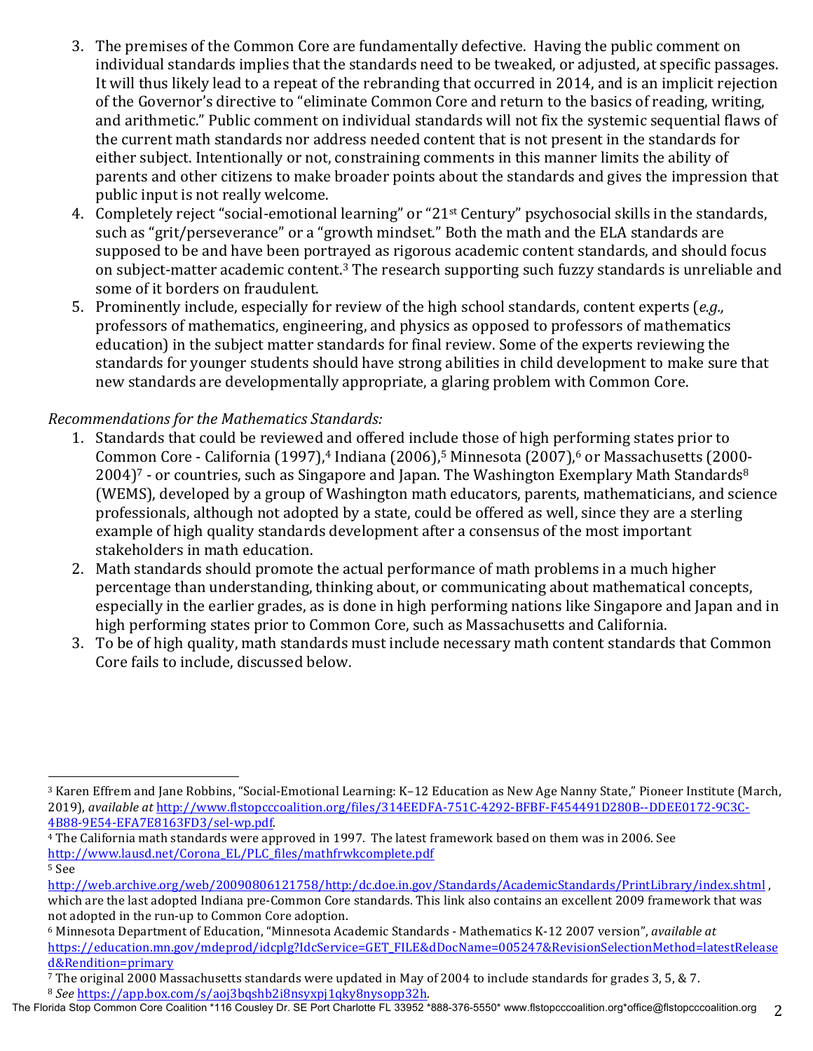3. The premises of the Common Core are fundamentally defective. Having the public comment on individual standards implies that the standards need to be tweaked, or adjusted, at specific passages. It will thus likely lead to a repeat of the rebranding that occurred in 2014, and is an implicit rejection of the Governor's directive to "eliminate Common Core and return to the basics of reading, writing, and arithmetic." Public comment on individual standards will not fix the systemic sequential flaws of the current math standards nor address needed content that is not present in the standards for either subject. Intentionally or not, constraining comments in this manner limits the ability of parents and other citizens to make broader points about the standards and gives the impression that public input is not really welcome.
4. Completely reject "social-emotional learning" or "21st Century" psychosocial skills in the standards, such as "grit/perseverance" or a "growth mindset." Both the math and the ELA standards are supposed to be and have been portrayed as rigorous academic content standards, and should focus on subject-matter academic content.[3] The research supporting such fuzzy standards is unreliable and some of it borders on fraudulent.
5. Prominently include, especially for review of the high school standards, content experts (*e.g.,* professors of mathematics, engineering, and physics as opposed to professors of mathematics education) in the subject matter standards for final review. Some of the experts reviewing the standards for younger students should have strong abilities in child development to make sure that new standards are developmentally appropriate, a glaring problem with Common Core.

*Recommendations for the Mathematics Standards:*

1. Standards that could be reviewed and offered include those of high performing states prior to Common Core - California (1997),[4] Indiana (2006),[5] Minnesota (2007),[6] or Massachusetts (2000-2004)[7] - or countries, such as Singapore and Japan. The Washington Exemplary Math Standards[8] (WEMS), developed by a group of Washington math educators, parents, mathematicians, and science professionals, although not adopted by a state, could be offered as well, since they are a sterling example of high quality standards development after a consensus of the most important stakeholders in math education.
2. Math standards should promote the actual performance of math problems in a much higher percentage than understanding, thinking about, or communicating about mathematical concepts, especially in the earlier grades, as is done in high performing nations like Singapore and Japan and in high performing states prior to Common Core, such as Massachusetts and California.
3. To be of high quality, math standards must include necessary math content standards that Common Core fails to include, discussed below.

---

[3] Karen Effrem and Jane Robbins, "Social-Emotional Learning: K–12 Education as New Age Nanny State," Pioneer Institute (March, 2019), *available at* http://www.flstopcccoalition.org/files/314EEDFA-751C-4292-BFBF-F454491D280B--DDEE0172-9C3C-4B88-9E54-EFA7E8163FD3/sel-wp.pdf.

[4] The California math standards were approved in 1997. The latest framework based on them was in 2006. See http://www.lausd.net/Corona_EL/PLC_files/mathfrwkcomplete.pdf

[5] See http://web.archive.org/web/20090806121758/http:/dc.doe.in.gov/Standards/AcademicStandards/PrintLibrary/index.shtml , which are the last adopted Indiana pre-Common Core standards. This link also contains an excellent 2009 framework that was not adopted in the run-up to Common Core adoption.

[6] Minnesota Department of Education, "Minnesota Academic Standards - Mathematics K-12 2007 version", *available at* https://education.mn.gov/mdeprod/idcplg?IdcService=GET_FILE&dDocName=005247&RevisionSelectionMethod=latestReleased&Rendition=primary

[7] The original 2000 Massachusetts standards were updated in May of 2004 to include standards for grades 3, 5, & 7.

[8] *See* https://app.box.com/s/aoj3bqshb2i8nsyxpj1qky8nysopp32h.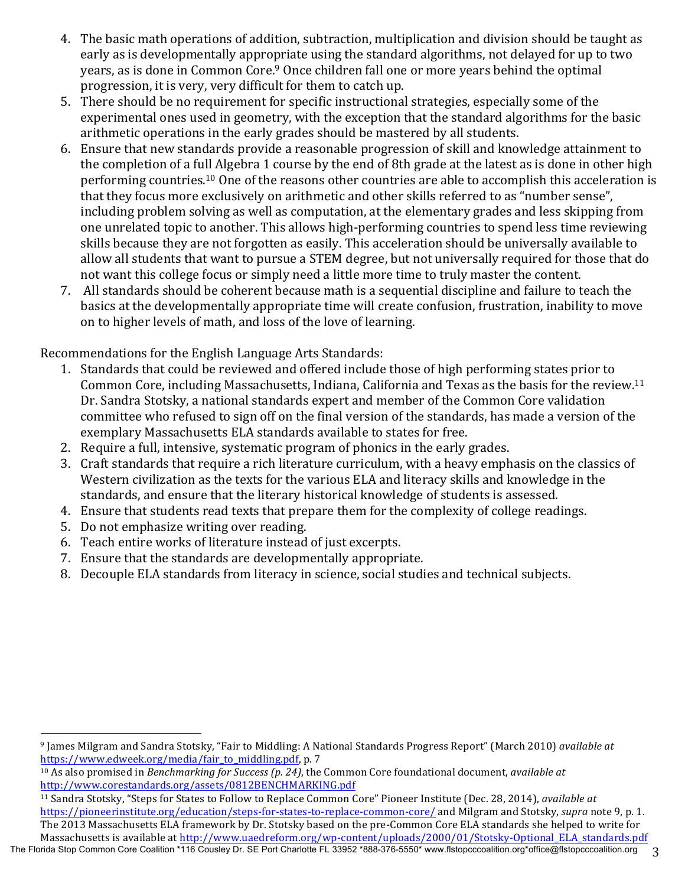4. The basic math operations of addition, subtraction, multiplication and division should be taught as early as is developmentally appropriate using the standard algorithms, not delayed for up to two years, as is done in Common Core.[9] Once children fall one or more years behind the optimal progression, it is very, very difficult for them to catch up.
5. There should be no requirement for specific instructional strategies, especially some of the experimental ones used in geometry, with the exception that the standard algorithms for the basic arithmetic operations in the early grades should be mastered by all students.
6. Ensure that new standards provide a reasonable progression of skill and knowledge attainment to the completion of a full Algebra 1 course by the end of 8th grade at the latest as is done in other high performing countries.[10] One of the reasons other countries are able to accomplish this acceleration is that they focus more exclusively on arithmetic and other skills referred to as "number sense", including problem solving as well as computation, at the elementary grades and less skipping from one unrelated topic to another. This allows high-performing countries to spend less time reviewing skills because they are not forgotten as easily. This acceleration should be universally available to allow all students that want to pursue a STEM degree, but not universally required for those that do not want this college focus or simply need a little more time to truly master the content.
7. All standards should be coherent because math is a sequential discipline and failure to teach the basics at the developmentally appropriate time will create confusion, frustration, inability to move on to higher levels of math, and loss of the love of learning.

Recommendations for the English Language Arts Standards:

1. Standards that could be reviewed and offered include those of high performing states prior to Common Core, including Massachusetts, Indiana, California and Texas as the basis for the review.[11] Dr. Sandra Stotsky, a national standards expert and member of the Common Core validation committee who refused to sign off on the final version of the standards, has made a version of the exemplary Massachusetts ELA standards available to states for free.
2. Require a full, intensive, systematic program of phonics in the early grades.
3. Craft standards that require a rich literature curriculum, with a heavy emphasis on the classics of Western civilization as the texts for the various ELA and literacy skills and knowledge in the standards, and ensure that the literary historical knowledge of students is assessed.
4. Ensure that students read texts that prepare them for the complexity of college readings.
5. Do not emphasize writing over reading.
6. Teach entire works of literature instead of just excerpts.
7. Ensure that the standards are developmentally appropriate.
8. Decouple ELA standards from literacy in science, social studies and technical subjects.

---

[9] James Milgram and Sandra Stotsky, "Fair to Middling: A National Standards Progress Report" (March 2010) *available at* https://www.edweek.org/media/fair_to_middling.pdf, p. 7

[10] As also promised in *Benchmarking for Success (p. 24)*, the Common Core foundational document, *available at* http://www.corestandards.org/assets/0812BENCHMARKING.pdf

[11] Sandra Stotsky, "Steps for States to Follow to Replace Common Core" Pioneer Institute (Dec. 28, 2014), *available at* https://pioneerinstitute.org/education/steps-for-states-to-replace-common-core/ and Milgram and Stotsky, *supra* note 9, p. 1. The 2013 Massachusetts ELA framework by Dr. Stotsky based on the pre-Common Core ELA standards she helped to write for Massachusetts is available at http://www.uaedreform.org/wp-content/uploads/2000/01/Stotsky-Optional_ELA_standards.pdf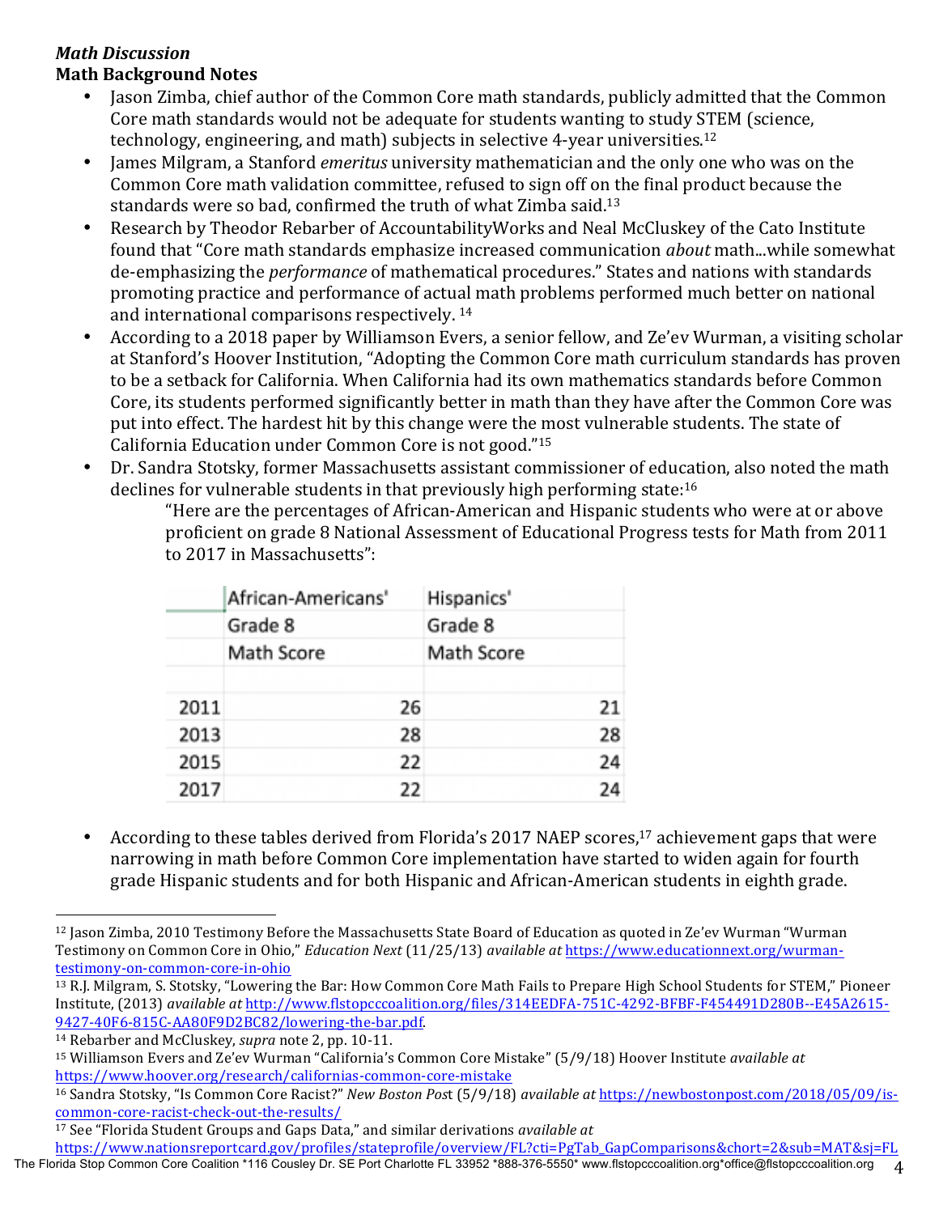***Math Discussion***

**Math Background Notes**

- Jason Zimba, chief author of the Common Core math standards, publicly admitted that the Common Core math standards would not be adequate for students wanting to study STEM (science, technology, engineering, and math) subjects in selective 4-year universities.[12]
- James Milgram, a Stanford *emeritus* university mathematician and the only one who was on the Common Core math validation committee, refused to sign off on the final product because the standards were so bad, confirmed the truth of what Zimba said.[13]
- Research by Theodor Rebarber of AccountabilityWorks and Neal McCluskey of the Cato Institute found that "Core math standards emphasize increased communication *about* math...while somewhat de-emphasizing the *performance* of mathematical procedures." States and nations with standards promoting practice and performance of actual math problems performed much better on national and international comparisons respectively. [14]
- According to a 2018 paper by Williamson Evers, a senior fellow, and Ze'ev Wurman, a visiting scholar at Stanford's Hoover Institution, "Adopting the Common Core math curriculum standards has proven to be a setback for California. When California had its own mathematics standards before Common Core, its students performed significantly better in math than they have after the Common Core was put into effect. The hardest hit by this change were the most vulnerable students. The state of California Education under Common Core is not good."[15]
- Dr. Sandra Stotsky, former Massachusetts assistant commissioner of education, also noted the math declines for vulnerable students in that previously high performing state:[16]

  "Here are the percentages of African-American and Hispanic students who were at or above proficient on grade 8 National Assessment of Educational Progress tests for Math from 2011 to 2017 in Massachusetts":

| | African-Americans' Grade 8 Math Score | Hispanics' Grade 8 Math Score |
|---|---|---|
| 2011 | 26 | 21 |
| 2013 | 28 | 28 |
| 2015 | 22 | 24 |
| 2017 | 22 | 24 |

- According to these tables derived from Florida's 2017 NAEP scores,[17] achievement gaps that were narrowing in math before Common Core implementation have started to widen again for fourth grade Hispanic students and for both Hispanic and African-American students in eighth grade.

---

[12] Jason Zimba, 2010 Testimony Before the Massachusetts State Board of Education as quoted in Ze'ev Wurman "Wurman Testimony on Common Core in Ohio," *Education Next* (11/25/13) *available at* https://www.educationnext.org/wurman-testimony-on-common-core-in-ohio

[13] R.J. Milgram, S. Stotsky, "Lowering the Bar: How Common Core Math Fails to Prepare High School Students for STEM," Pioneer Institute, (2013) *available at* http://www.flstopcccoalition.org/files/314EEDFA-751C-4292-BFBF-F454491D280B--E45A2615-9427-40F6-815C-AA80F9D2BC82/lowering-the-bar.pdf.

[14] Rebarber and McCluskey, *supra* note 2, pp. 10-11.

[15] Williamson Evers and Ze'ev Wurman "California's Common Core Mistake" (5/9/18) Hoover Institute *available at* https://www.hoover.org/research/californias-common-core-mistake

[16] Sandra Stotsky, "Is Common Core Racist?" *New Boston Post* (5/9/18) *available at* https://newbostonpost.com/2018/05/09/is-common-core-racist-check-out-the-results/

[17] See "Florida Student Groups and Gaps Data," and similar derivations *available at* https://www.nationsreportcard.gov/profiles/stateprofile/overview/FL?cti=PgTab_GapComparisons&chort=2&sub=MAT&sj=FL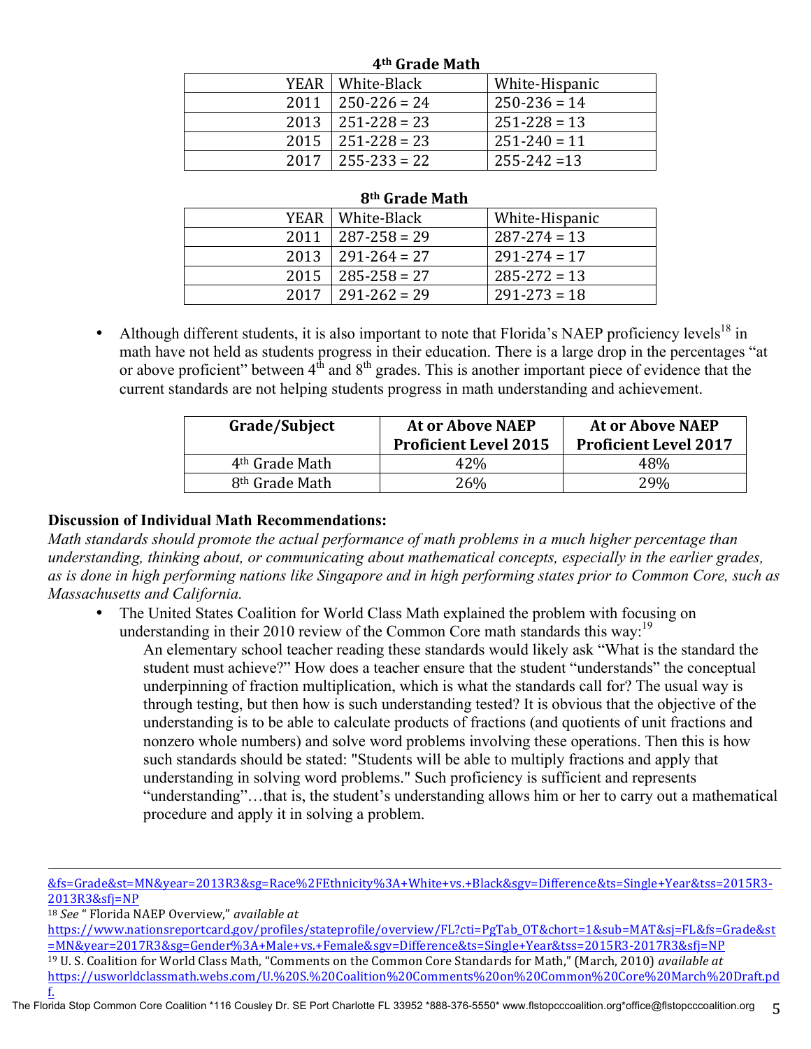**4th Grade Math**

| YEAR | White-Black | White-Hispanic |
| --- | --- | --- |
| 2011 | 250-226 = 24 | 250-236 = 14 |
| 2013 | 251-228 = 23 | 251-228 = 13 |
| 2015 | 251-228 = 23 | 251-240 = 11 |
| 2017 | 255-233 = 22 | 255-242 =13 |

**8th Grade Math**

| YEAR | White-Black | White-Hispanic |
| --- | --- | --- |
| 2011 | 287-258 = 29 | 287-274 = 13 |
| 2013 | 291-264 = 27 | 291-274 = 17 |
| 2015 | 285-258 = 27 | 285-272 = 13 |
| 2017 | 291-262 = 29 | 291-273 = 18 |

- Although different students, it is also important to note that Florida's NAEP proficiency levels[18] in math have not held as students progress in their education. There is a large drop in the percentages "at or above proficient" between 4th and 8th grades. This is another important piece of evidence that the current standards are not helping students progress in math understanding and achievement.

| Grade/Subject | At or Above NAEP Proficient Level 2015 | At or Above NAEP Proficient Level 2017 |
| --- | --- | --- |
| 4th Grade Math | 42% | 48% |
| 8th Grade Math | 26% | 29% |

**Discussion of Individual Math Recommendations:**

*Math standards should promote the actual performance of math problems in a much higher percentage than understanding, thinking about, or communicating about mathematical concepts, especially in the earlier grades, as is done in high performing nations like Singapore and in high performing states prior to Common Core, such as Massachusetts and California.*

- The United States Coalition for World Class Math explained the problem with focusing on understanding in their 2010 review of the Common Core math standards this way:[19]

  An elementary school teacher reading these standards would likely ask "What is the standard the student must achieve?" How does a teacher ensure that the student "understands" the conceptual underpinning of fraction multiplication, which is what the standards call for? The usual way is through testing, but then how is such understanding tested? It is obvious that the objective of the understanding is to be able to calculate products of fractions (and quotients of unit fractions and nonzero whole numbers) and solve word problems involving these operations. Then this is how such standards should be stated: "Students will be able to multiply fractions and apply that understanding in solving word problems." Such proficiency is sufficient and represents "understanding"…that is, the student's understanding allows him or her to carry out a mathematical procedure and apply it in solving a problem.

---

&fs=Grade&st=MN&year=2013R3&sg=Race%2FEthnicity%3A+White+vs.+Black&sgv=Difference&ts=Single+Year&tss=2015R3-2013R3&sfj=NP

[18] *See* " Florida NAEP Overview," *available at* https://www.nationsreportcard.gov/profiles/stateprofile/overview/FL?cti=PgTab_OT&chort=1&sub=MAT&sj=FL&fs=Grade&st=MN&year=2017R3&sg=Gender%3A+Male+vs.+Female&sgv=Difference&ts=Single+Year&tss=2015R3-2017R3&sfj=NP

[19] U. S. Coalition for World Class Math, "Comments on the Common Core Standards for Math," (March, 2010) *available at* https://usworldclassmath.webs.com/U.%20S.%20Coalition%20Comments%20on%20Common%20Core%20March%20Draft.pdf.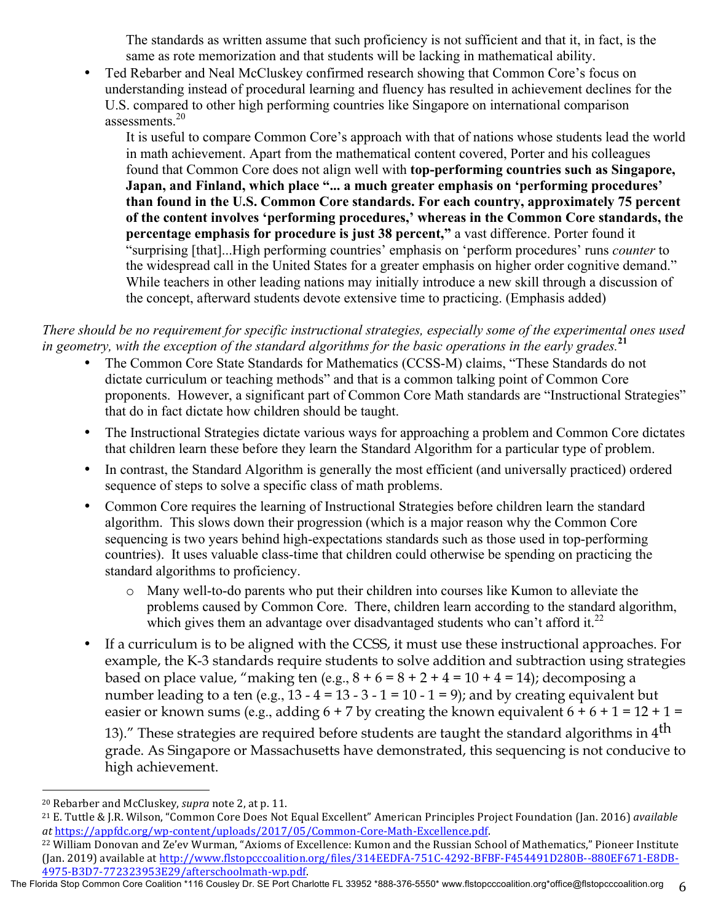The standards as written assume that such proficiency is not sufficient and that it, in fact, is the same as rote memorization and that students will be lacking in mathematical ability.

- Ted Rebarber and Neal McCluskey confirmed research showing that Common Core's focus on understanding instead of procedural learning and fluency has resulted in achievement declines for the U.S. compared to other high performing countries like Singapore on international comparison assessments.[20]

  It is useful to compare Common Core's approach with that of nations whose students lead the world in math achievement. Apart from the mathematical content covered, Porter and his colleagues found that Common Core does not align well with **top-performing countries such as Singapore, Japan, and Finland, which place "... a much greater emphasis on 'performing procedures' than found in the U.S. Common Core standards. For each country, approximately 75 percent of the content involves 'performing procedures,' whereas in the Common Core standards, the percentage emphasis for procedure is just 38 percent,"** a vast difference. Porter found it "surprising [that]...High performing countries' emphasis on 'perform procedures' runs *counter* to the widespread call in the United States for a greater emphasis on higher order cognitive demand." While teachers in other leading nations may initially introduce a new skill through a discussion of the concept, afterward students devote extensive time to practicing. (Emphasis added)

*There should be no requirement for specific instructional strategies, especially some of the experimental ones used in geometry, with the exception of the standard algorithms for the basic operations in the early grades.*[21]

- The Common Core State Standards for Mathematics (CCSS-M) claims, "These Standards do not dictate curriculum or teaching methods" and that is a common talking point of Common Core proponents. However, a significant part of Common Core Math standards are "Instructional Strategies" that do in fact dictate how children should be taught.
- The Instructional Strategies dictate various ways for approaching a problem and Common Core dictates that children learn these before they learn the Standard Algorithm for a particular type of problem.
- In contrast, the Standard Algorithm is generally the most efficient (and universally practiced) ordered sequence of steps to solve a specific class of math problems.
- Common Core requires the learning of Instructional Strategies before children learn the standard algorithm. This slows down their progression (which is a major reason why the Common Core sequencing is two years behind high-expectations standards such as those used in top-performing countries). It uses valuable class-time that children could otherwise be spending on practicing the standard algorithms to proficiency.
  - Many well-to-do parents who put their children into courses like Kumon to alleviate the problems caused by Common Core. There, children learn according to the standard algorithm, which gives them an advantage over disadvantaged students who can't afford it.[22]
- If a curriculum is to be aligned with the CCSS, it must use these instructional approaches. For example, the K-3 standards require students to solve addition and subtraction using strategies based on place value, "making ten (e.g., $8 + 6 = 8 + 2 + 4 = 10 + 4 = 14$); decomposing a number leading to a ten (e.g., $13 - 4 = 13 - 3 - 1 = 10 - 1 = 9$); and by creating equivalent but easier or known sums (e.g., adding $6 + 7$ by creating the known equivalent $6 + 6 + 1 = 12 + 1 = 13$)." These strategies are required before students are taught the standard algorithms in 4th grade. As Singapore or Massachusetts have demonstrated, this sequencing is not conducive to high achievement.

---

[20] Rebarber and McCluskey, *supra* note 2, at p. 11.

[21] E. Tuttle & J.R. Wilson, "Common Core Does Not Equal Excellent" American Principles Project Foundation (Jan. 2016) *available at* https://appfdc.org/wp-content/uploads/2017/05/Common-Core-Math-Excellence.pdf.

[22] William Donovan and Ze'ev Wurman, "Axioms of Excellence: Kumon and the Russian School of Mathematics," Pioneer Institute (Jan. 2019) available at http://www.flstopcccoalition.org/files/314EEDFA-751C-4292-BFBF-F454491D280B--880EF671-E8DB-4975-B3D7-772323953E29/afterschoolmath-wp.pdf.

The Florida Stop Common Core Coalition *116 Cousley Dr. SE Port Charlotte FL 33952 *888-376-5550* www.flstopcccoalition.org*office@flstopcccoalition.org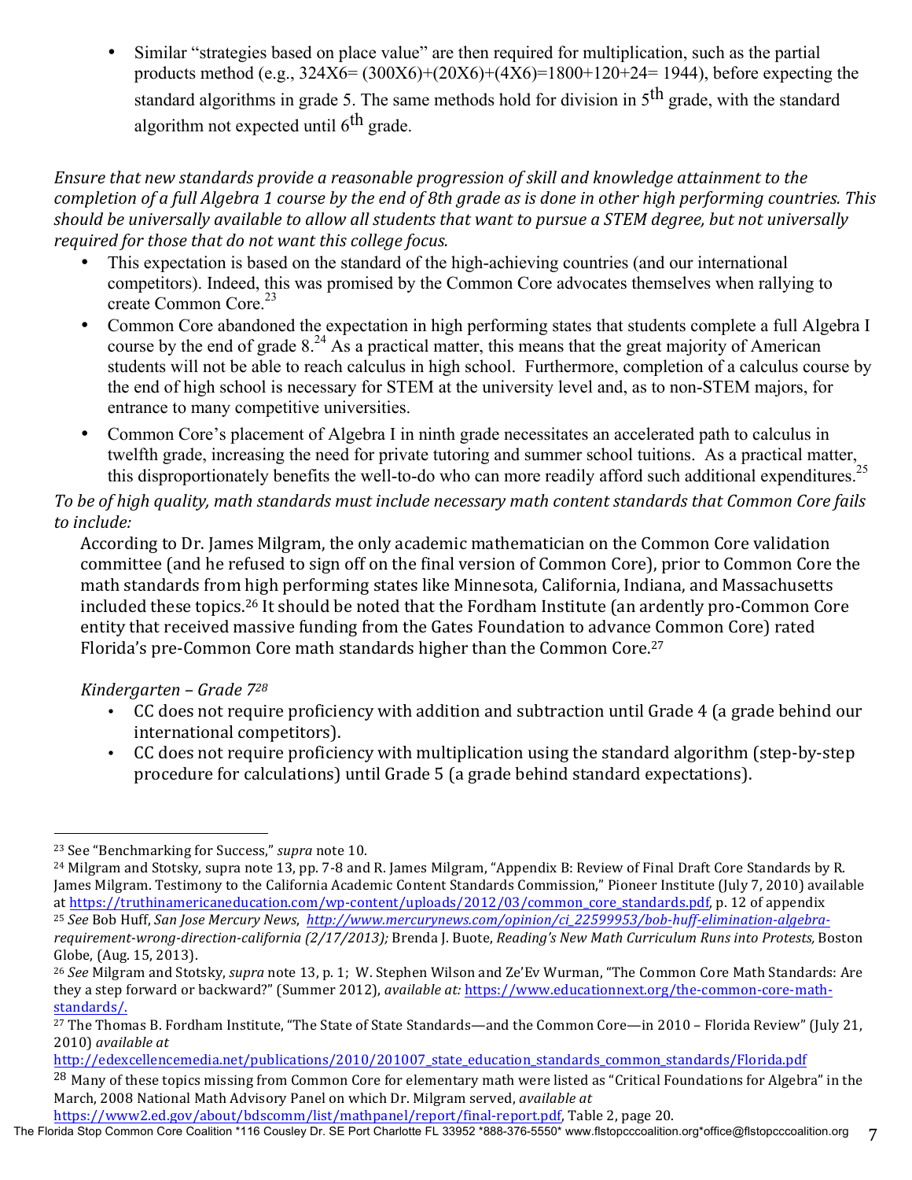- Similar "strategies based on place value" are then required for multiplication, such as the partial products method (e.g., 324X6= (300X6)+(20X6)+(4X6)=1800+120+24= 1944), before expecting the standard algorithms in grade 5. The same methods hold for division in 5th grade, with the standard algorithm not expected until 6th grade.

*Ensure that new standards provide a reasonable progression of skill and knowledge attainment to the completion of a full Algebra 1 course by the end of 8th grade as is done in other high performing countries. This should be universally available to allow all students that want to pursue a STEM degree, but not universally required for those that do not want this college focus.*

- This expectation is based on the standard of the high-achieving countries (and our international competitors). Indeed, this was promised by the Common Core advocates themselves when rallying to create Common Core.[23]
- Common Core abandoned the expectation in high performing states that students complete a full Algebra I course by the end of grade 8.[24] As a practical matter, this means that the great majority of American students will not be able to reach calculus in high school. Furthermore, completion of a calculus course by the end of high school is necessary for STEM at the university level and, as to non-STEM majors, for entrance to many competitive universities.
- Common Core's placement of Algebra I in ninth grade necessitates an accelerated path to calculus in twelfth grade, increasing the need for private tutoring and summer school tuitions. As a practical matter, this disproportionately benefits the well-to-do who can more readily afford such additional expenditures.[25]

*To be of high quality, math standards must include necessary math content standards that Common Core fails to include:*

According to Dr. James Milgram, the only academic mathematician on the Common Core validation committee (and he refused to sign off on the final version of Common Core), prior to Common Core the math standards from high performing states like Minnesota, California, Indiana, and Massachusetts included these topics.[26] It should be noted that the Fordham Institute (an ardently pro-Common Core entity that received massive funding from the Gates Foundation to advance Common Core) rated Florida's pre-Common Core math standards higher than the Common Core.[27]

*Kindergarten – Grade 7*[28]

- CC does not require proficiency with addition and subtraction until Grade 4 (a grade behind our international competitors).
- CC does not require proficiency with multiplication using the standard algorithm (step-by-step procedure for calculations) until Grade 5 (a grade behind standard expectations).

---

[23] See "Benchmarking for Success," *supra* note 10.

[24] Milgram and Stotsky, supra note 13, pp. 7-8 and R. James Milgram, "Appendix B: Review of Final Draft Core Standards by R. James Milgram. Testimony to the California Academic Content Standards Commission," Pioneer Institute (July 7, 2010) available at https://truthinamericaneducation.com/wp-content/uploads/2012/03/common_core_standards.pdf, p. 12 of appendix

[25] *See* Bob Huff, *San Jose Mercury News*, *http://www.mercurynews.com/opinion/ci_22599953/bob-huff-elimination-algebra-requirement-wrong-direction-california (2/17/2013);* Brenda J. Buote, *Reading's New Math Curriculum Runs into Protests,* Boston Globe, (Aug. 15, 2013).

[26] *See* Milgram and Stotsky, *supra* note 13, p. 1; W. Stephen Wilson and Ze'Ev Wurman, "The Common Core Math Standards: Are they a step forward or backward?" (Summer 2012), *available at:* https://www.educationnext.org/the-common-core-math-standards/.

[27] The Thomas B. Fordham Institute, "The State of State Standards—and the Common Core—in 2010 – Florida Review" (July 21, 2010) *available at* http://edexcellencemedia.net/publications/2010/201007_state_education_standards_common_standards/Florida.pdf

[28] Many of these topics missing from Common Core for elementary math were listed as "Critical Foundations for Algebra" in the March, 2008 National Math Advisory Panel on which Dr. Milgram served, *available at* https://www2.ed.gov/about/bdscomm/list/mathpanel/report/final-report.pdf, Table 2, page 20.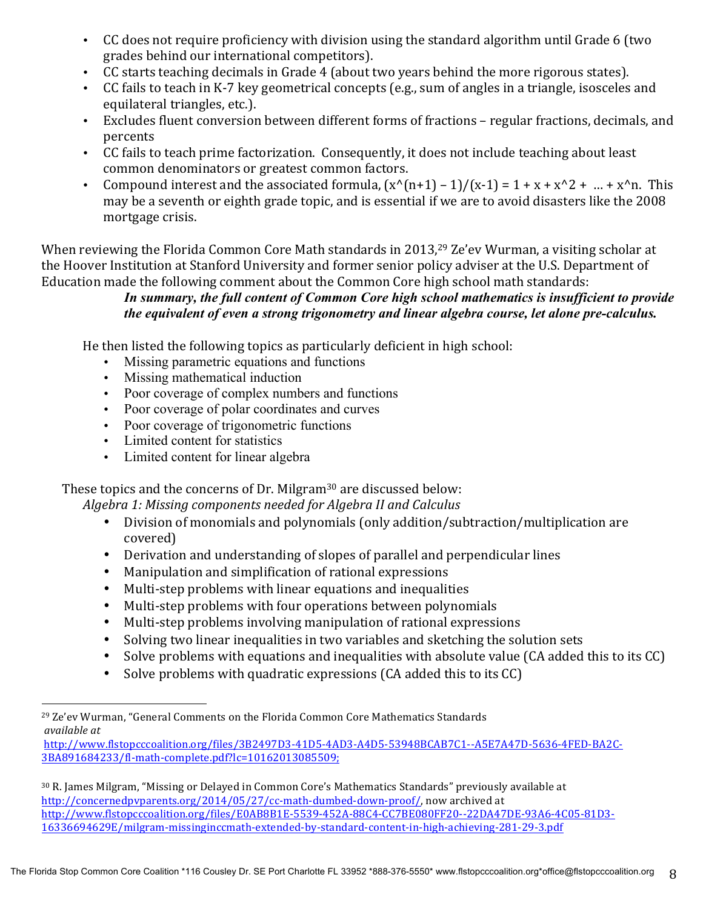- CC does not require proficiency with division using the standard algorithm until Grade 6 (two grades behind our international competitors).
- CC starts teaching decimals in Grade 4 (about two years behind the more rigorous states).
- CC fails to teach in K-7 key geometrical concepts (e.g., sum of angles in a triangle, isosceles and equilateral triangles, etc.).
- Excludes fluent conversion between different forms of fractions – regular fractions, decimals, and percents
- CC fails to teach prime factorization. Consequently, it does not include teaching about least common denominators or greatest common factors.
- Compound interest and the associated formula, $(x^{n+1} - 1)/(x-1) = 1 + x + x^2 + \ldots + x^n$. This may be a seventh or eighth grade topic, and is essential if we are to avoid disasters like the 2008 mortgage crisis.

When reviewing the Florida Common Core Math standards in 2013,[29] Ze'ev Wurman, a visiting scholar at the Hoover Institution at Stanford University and former senior policy adviser at the U.S. Department of Education made the following comment about the Common Core high school math standards:

> ***In summary, the full content of Common Core high school mathematics is insufficient to provide the equivalent of even a strong trigonometry and linear algebra course, let alone pre-calculus.***

He then listed the following topics as particularly deficient in high school:

- Missing parametric equations and functions
- Missing mathematical induction
- Poor coverage of complex numbers and functions
- Poor coverage of polar coordinates and curves
- Poor coverage of trigonometric functions
- Limited content for statistics
- Limited content for linear algebra

These topics and the concerns of Dr. Milgram[30] are discussed below:

*Algebra 1: Missing components needed for Algebra II and Calculus*

- Division of monomials and polynomials (only addition/subtraction/multiplication are covered)
- Derivation and understanding of slopes of parallel and perpendicular lines
- Manipulation and simplification of rational expressions
- Multi-step problems with linear equations and inequalities
- Multi-step problems with four operations between polynomials
- Multi-step problems involving manipulation of rational expressions
- Solving two linear inequalities in two variables and sketching the solution sets
- Solve problems with equations and inequalities with absolute value (CA added this to its CC)
- Solve problems with quadratic expressions (CA added this to its CC)

---

[29] Ze'ev Wurman, "General Comments on the Florida Common Core Mathematics Standards *available at* http://www.flstopcccoalition.org/files/3B2497D3-41D5-4AD3-A4D5-53948BCAB7C1--A5E7A47D-5636-4FED-BA2C-3BA891684233/fl-math-complete.pdf?lc=10162013085509;

[30] R. James Milgram, "Missing or Delayed in Common Core's Mathematics Standards" previously available at http://concernedpvparents.org/2014/05/27/cc-math-dumbed-down-proof/, now archived at http://www.flstopcccoalition.org/files/E0AB8B1E-5539-452A-88C4-CC7BE080FF20--22DA47DE-93A6-4C05-81D3-16336694629E/milgram-missinginccmath-extended-by-standard-content-in-high-achieving-281-29-3.pdf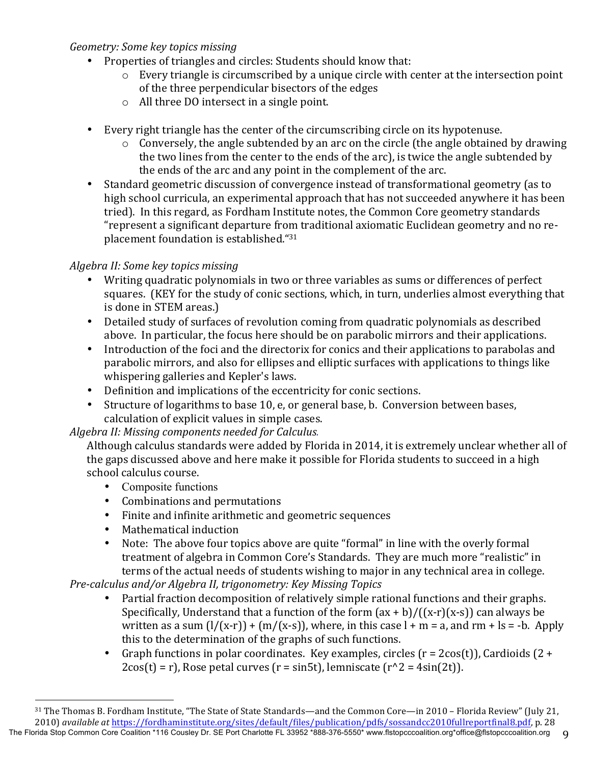*Geometry: Some key topics missing*

- Properties of triangles and circles: Students should know that:
  - Every triangle is circumscribed by a unique circle with center at the intersection point of the three perpendicular bisectors of the edges
  - All three DO intersect in a single point.

- Every right triangle has the center of the circumscribing circle on its hypotenuse.
  - Conversely, the angle subtended by an arc on the circle (the angle obtained by drawing the two lines from the center to the ends of the arc), is twice the angle subtended by the ends of the arc and any point in the complement of the arc.
- Standard geometric discussion of convergence instead of transformational geometry (as to high school curricula, an experimental approach that has not succeeded anywhere it has been tried). In this regard, as Fordham Institute notes, the Common Core geometry standards "represent a significant departure from traditional axiomatic Euclidean geometry and no re-placement foundation is established."[31]

*Algebra II: Some key topics missing*

- Writing quadratic polynomials in two or three variables as sums or differences of perfect squares. (KEY for the study of conic sections, which, in turn, underlies almost everything that is done in STEM areas.)
- Detailed study of surfaces of revolution coming from quadratic polynomials as described above. In particular, the focus here should be on parabolic mirrors and their applications.
- Introduction of the foci and the directorix for conics and their applications to parabolas and parabolic mirrors, and also for ellipses and elliptic surfaces with applications to things like whispering galleries and Kepler's laws.
- Definition and implications of the eccentricity for conic sections.
- Structure of logarithms to base 10, e, or general base, b. Conversion between bases, calculation of explicit values in simple cases.

*Algebra II: Missing components needed for Calculus.*

Although calculus standards were added by Florida in 2014, it is extremely unclear whether all of the gaps discussed above and here make it possible for Florida students to succeed in a high school calculus course.

- Composite functions
- Combinations and permutations
- Finite and infinite arithmetic and geometric sequences
- Mathematical induction
- Note: The above four topics above are quite "formal" in line with the overly formal treatment of algebra in Common Core's Standards. They are much more "realistic" in terms of the actual needs of students wishing to major in any technical area in college.

*Pre-calculus and/or Algebra II, trigonometry: Key Missing Topics*

- Partial fraction decomposition of relatively simple rational functions and their graphs. Specifically, Understand that a function of the form $(ax + b)/((x-r)(x-s))$ can always be written as a sum $(l/(x-r)) + (m/(x-s))$, where, in this case $l + m = a$, and $rm + ls = -b$. Apply this to the determination of the graphs of such functions.
- Graph functions in polar coordinates. Key examples, circles ($r = 2\cos(t)$), Cardioids ($2 + 2\cos(t) = r$), Rose petal curves ($r = \sin 5t$), lemniscate ($r^2 = 4\sin(2t)$).

---

[31] The Thomas B. Fordham Institute, "The State of State Standards—and the Common Core—in 2010 – Florida Review" (July 21, 2010) *available at* https://fordhaminstitute.org/sites/default/files/publication/pdfs/sossandcc2010fullreportfinal8.pdf, p. 28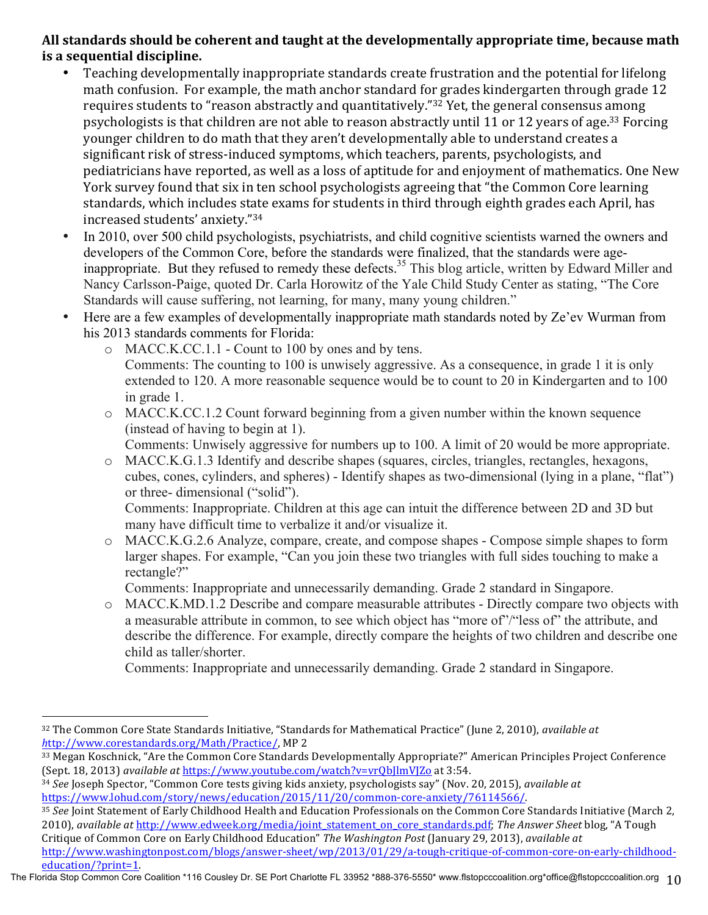**All standards should be coherent and taught at the developmentally appropriate time, because math is a sequential discipline.**

- Teaching developmentally inappropriate standards create frustration and the potential for lifelong math confusion. For example, the math anchor standard for grades kindergarten through grade 12 requires students to "reason abstractly and quantitatively."[32] Yet, the general consensus among psychologists is that children are not able to reason abstractly until 11 or 12 years of age.[33] Forcing younger children to do math that they aren't developmentally able to understand creates a significant risk of stress-induced symptoms, which teachers, parents, psychologists, and pediatricians have reported, as well as a loss of aptitude for and enjoyment of mathematics. One New York survey found that six in ten school psychologists agreeing that "the Common Core learning standards, which includes state exams for students in third through eighth grades each April, has increased students' anxiety."[34]
- In 2010, over 500 child psychologists, psychiatrists, and child cognitive scientists warned the owners and developers of the Common Core, before the standards were finalized, that the standards were age-inappropriate. But they refused to remedy these defects.[35] This blog article, written by Edward Miller and Nancy Carlsson-Paige, quoted Dr. Carla Horowitz of the Yale Child Study Center as stating, "The Core Standards will cause suffering, not learning, for many, many young children."
- Here are a few examples of developmentally inappropriate math standards noted by Ze'ev Wurman from his 2013 standards comments for Florida:
  - MACC.K.CC.1.1 - Count to 100 by ones and by tens.
    Comments: The counting to 100 is unwisely aggressive. As a consequence, in grade 1 it is only extended to 120. A more reasonable sequence would be to count to 20 in Kindergarten and to 100 in grade 1.
  - MACC.K.CC.1.2 Count forward beginning from a given number within the known sequence (instead of having to begin at 1).
    Comments: Unwisely aggressive for numbers up to 100. A limit of 20 would be more appropriate.
  - MACC.K.G.1.3 Identify and describe shapes (squares, circles, triangles, rectangles, hexagons, cubes, cones, cylinders, and spheres) - Identify shapes as two-dimensional (lying in a plane, "flat") or three- dimensional ("solid").
    Comments: Inappropriate. Children at this age can intuit the difference between 2D and 3D but many have difficult time to verbalize it and/or visualize it.
  - MACC.K.G.2.6 Analyze, compare, create, and compose shapes - Compose simple shapes to form larger shapes. For example, "Can you join these two triangles with full sides touching to make a rectangle?"
    Comments: Inappropriate and unnecessarily demanding. Grade 2 standard in Singapore.
  - MACC.K.MD.1.2 Describe and compare measurable attributes - Directly compare two objects with a measurable attribute in common, to see which object has "more of"/"less of" the attribute, and describe the difference. For example, directly compare the heights of two children and describe one child as taller/shorter.
    Comments: Inappropriate and unnecessarily demanding. Grade 2 standard in Singapore.

---

[32] The Common Core State Standards Initiative, "Standards for Mathematical Practice" (June 2, 2010), *available at* http://www.corestandards.org/Math/Practice/, MP 2

[33] Megan Koschnick, "Are the Common Core Standards Developmentally Appropriate?" American Principles Project Conference (Sept. 18, 2013) *available at* https://www.youtube.com/watch?v=vrQbJlmVJZo at 3:54.

[34] *See* Joseph Spector, "Common Core tests giving kids anxiety, psychologists say" (Nov. 20, 2015), *available at* https://www.lohud.com/story/news/education/2015/11/20/common-core-anxiety/76114566/.

[35] *See* Joint Statement of Early Childhood Health and Education Professionals on the Common Core Standards Initiative (March 2, 2010), *available at* http://www.edweek.org/media/joint_statement_on_core_standards.pdf; *The Answer Sheet* blog, "A Tough Critique of Common Core on Early Childhood Education" *The Washington Post* (January 29, 2013), *available at* http://www.washingtonpost.com/blogs/answer-sheet/wp/2013/01/29/a-tough-critique-of-common-core-on-early-childhood-education/?print=1.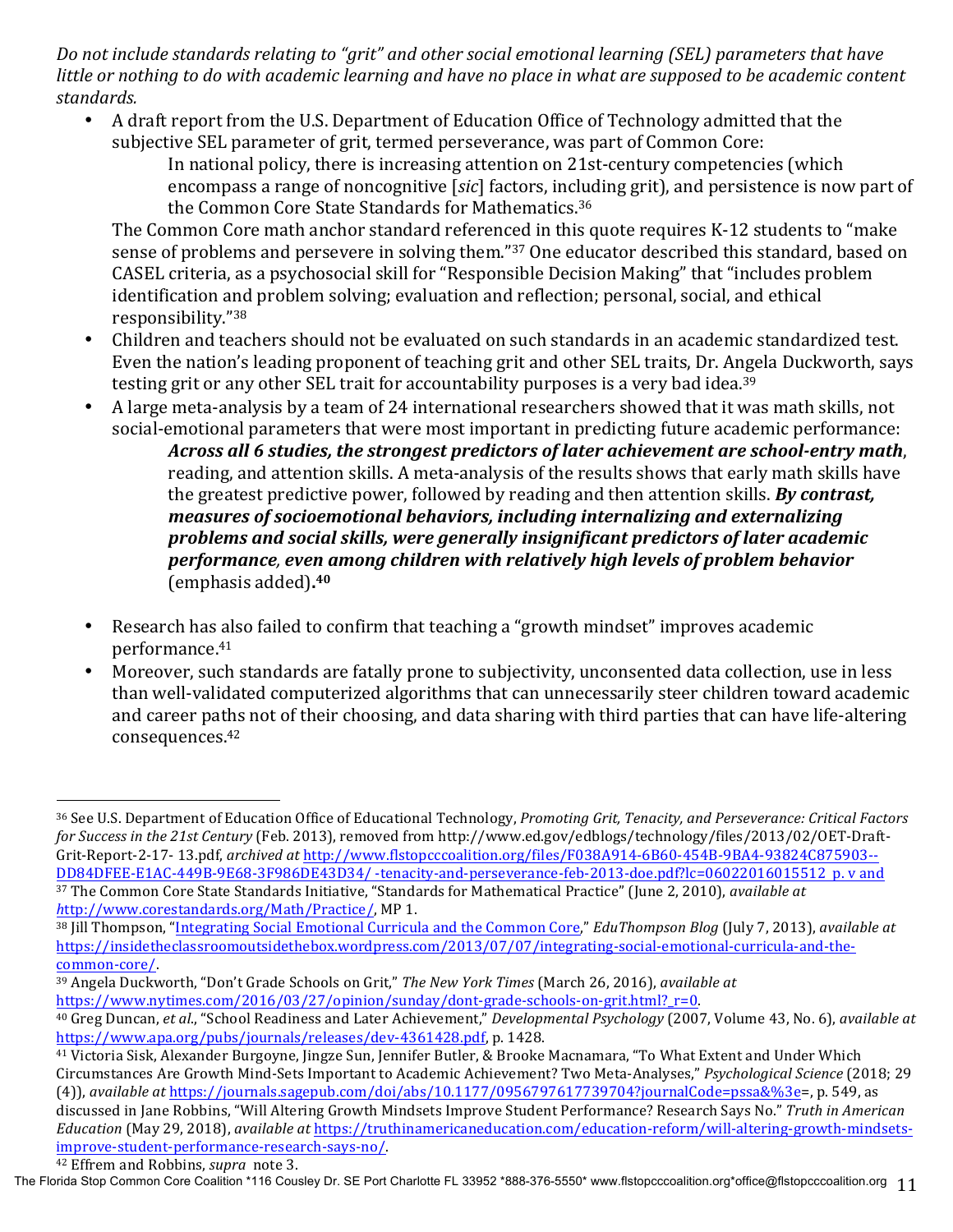*Do not include standards relating to "grit" and other social emotional learning (SEL) parameters that have little or nothing to do with academic learning and have no place in what are supposed to be academic content standards.*

- A draft report from the U.S. Department of Education Office of Technology admitted that the subjective SEL parameter of grit, termed perseverance, was part of Common Core:

  > In national policy, there is increasing attention on 21st-century competencies (which encompass a range of noncognitive [*sic*] factors, including grit), and persistence is now part of the Common Core State Standards for Mathematics.[36]

  The Common Core math anchor standard referenced in this quote requires K-12 students to "make sense of problems and persevere in solving them."[37] One educator described this standard, based on CASEL criteria, as a psychosocial skill for "Responsible Decision Making" that "includes problem identification and problem solving; evaluation and reflection; personal, social, and ethical responsibility."[38]

- Children and teachers should not be evaluated on such standards in an academic standardized test. Even the nation's leading proponent of teaching grit and other SEL traits, Dr. Angela Duckworth, says testing grit or any other SEL trait for accountability purposes is a very bad idea.[39]

- A large meta-analysis by a team of 24 international researchers showed that it was math skills, not social-emotional parameters that were most important in predicting future academic performance:

  > ***Across all 6 studies, the strongest predictors of later achievement are school-entry math***, reading, and attention skills. A meta-analysis of the results shows that early math skills have the greatest predictive power, followed by reading and then attention skills. ***By contrast, measures of socioemotional behaviors, including internalizing and externalizing problems and social skills, were generally insignificant predictors of later academic performance, even among children with relatively high levels of problem behavior*** (emphasis added).[40]

- Research has also failed to confirm that teaching a "growth mindset" improves academic performance.[41]

- Moreover, such standards are fatally prone to subjectivity, unconsented data collection, use in less than well-validated computerized algorithms that can unnecessarily steer children toward academic and career paths not of their choosing, and data sharing with third parties that can have life-altering consequences.[42]

---

[36] See U.S. Department of Education Office of Educational Technology, *Promoting Grit, Tenacity, and Perseverance: Critical Factors for Success in the 21st Century* (Feb. 2013), removed from http://www.ed.gov/edblogs/technology/files/2013/02/OET-Draft-Grit-Report-2-17- 13.pdf, *archived at* http://www.flstopcccoalition.org/files/F038A914-6B60-454B-9BA4-93824C875903--DD84DFEE-E1AC-449B-9E68-3F986DE43D34/ -tenacity-and-perseverance-feb-2013-doe.pdf?lc=06022016015512 p. v and

[37] The Common Core State Standards Initiative, "Standards for Mathematical Practice" (June 2, 2010), *available at* *h*ttp://www.corestandards.org/Math/Practice/, MP 1.

[38] Jill Thompson, "Integrating Social Emotional Curricula and the Common Core," *EduThompson Blog* (July 7, 2013), *available at* https://insidetheclassroomoutsidethebox.wordpress.com/2013/07/07/integrating-social-emotional-curricula-and-the-common-core/.

[39] Angela Duckworth, "Don't Grade Schools on Grit," *The New York Times* (March 26, 2016), *available at* https://www.nytimes.com/2016/03/27/opinion/sunday/dont-grade-schools-on-grit.html?_r=0.

[40] Greg Duncan, *et al*., "School Readiness and Later Achievement," *Developmental Psychology* (2007, Volume 43, No. 6), *available at* https://www.apa.org/pubs/journals/releases/dev-4361428.pdf, p. 1428.

[41] Victoria Sisk, Alexander Burgoyne, Jingze Sun, Jennifer Butler, & Brooke Macnamara, "To What Extent and Under Which Circumstances Are Growth Mind-Sets Important to Academic Achievement? Two Meta-Analyses," *Psychological Science* (2018; 29 (4)), *available at* https://journals.sagepub.com/doi/abs/10.1177/0956797617739704?journalCode=pssa&%3e=, p. 549, as discussed in Jane Robbins, "Will Altering Growth Mindsets Improve Student Performance? Research Says No." *Truth in American Education* (May 29, 2018), *available at* https://truthinamericaneducation.com/education-reform/will-altering-growth-mindsets-improve-student-performance-research-says-no/.

[42] Effrem and Robbins, *supra* note 3.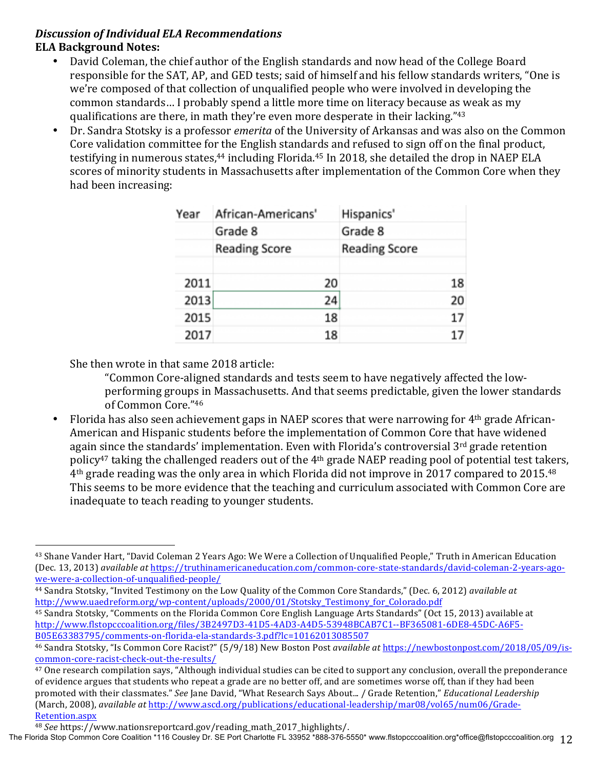***Discussion of Individual ELA Recommendations***
**ELA Background Notes:**

- David Coleman, the chief author of the English standards and now head of the College Board responsible for the SAT, AP, and GED tests; said of himself and his fellow standards writers, "One is we're composed of that collection of unqualified people who were involved in developing the common standards… I probably spend a little more time on literacy because as weak as my qualifications are there, in math they're even more desperate in their lacking."[43]
- Dr. Sandra Stotsky is a professor *emerita* of the University of Arkansas and was also on the Common Core validation committee for the English standards and refused to sign off on the final product, testifying in numerous states,[44] including Florida.[45] In 2018, she detailed the drop in NAEP ELA scores of minority students in Massachusetts after implementation of the Common Core when they had been increasing:

| Year | African-Americans' Grade 8 Reading Score | Hispanics' Grade 8 Reading Score |
|---|---|---|
| 2011 | 20 | 18 |
| 2013 | 24 | 20 |
| 2015 | 18 | 17 |
| 2017 | 18 | 17 |

  She then wrote in that same 2018 article:

  > "Common Core-aligned standards and tests seem to have negatively affected the low-performing groups in Massachusetts. And that seems predictable, given the lower standards of Common Core."[46]

- Florida has also seen achievement gaps in NAEP scores that were narrowing for 4th grade African-American and Hispanic students before the implementation of Common Core that have widened again since the standards' implementation. Even with Florida's controversial 3rd grade retention policy[47] taking the challenged readers out of the 4th grade NAEP reading pool of potential test takers, 4th grade reading was the only area in which Florida did not improve in 2017 compared to 2015.[48] This seems to be more evidence that the teaching and curriculum associated with Common Core are inadequate to teach reading to younger students.

---

[43] Shane Vander Hart, "David Coleman 2 Years Ago: We Were a Collection of Unqualified People," Truth in American Education (Dec. 13, 2013) *available at* https://truthinamericaneducation.com/common-core-state-standards/david-coleman-2-years-ago-we-were-a-collection-of-unqualified-people/

[44] Sandra Stotsky, "Invited Testimony on the Low Quality of the Common Core Standards," (Dec. 6, 2012) *available at* http://www.uaedreform.org/wp-content/uploads/2000/01/Stotsky_Testimony_for_Colorado.pdf

[45] Sandra Stotsky, "Comments on the Florida Common Core English Language Arts Standards" (Oct 15, 2013) available at http://www.flstopcccoalition.org/files/3B2497D3-41D5-4AD3-A4D5-53948BCAB7C1--BF365081-6DE8-45DC-A6F5-B05E63383795/comments-on-florida-ela-standards-3.pdf?lc=10162013085507

[46] Sandra Stotsky, "Is Common Core Racist?" (5/9/18) New Boston Post *available at* https://newbostonpost.com/2018/05/09/is-common-core-racist-check-out-the-results/

[47] One research compilation says, "Although individual studies can be cited to support any conclusion, overall the preponderance of evidence argues that students who repeat a grade are no better off, and are sometimes worse off, than if they had been promoted with their classmates." *See* Jane David, "What Research Says About... / Grade Retention," *Educational Leadership* (March, 2008), *available at* http://www.ascd.org/publications/educational-leadership/mar08/vol65/num06/Grade-Retention.aspx

[48] *See* https://www.nationsreportcard.gov/reading_math_2017_highlights/.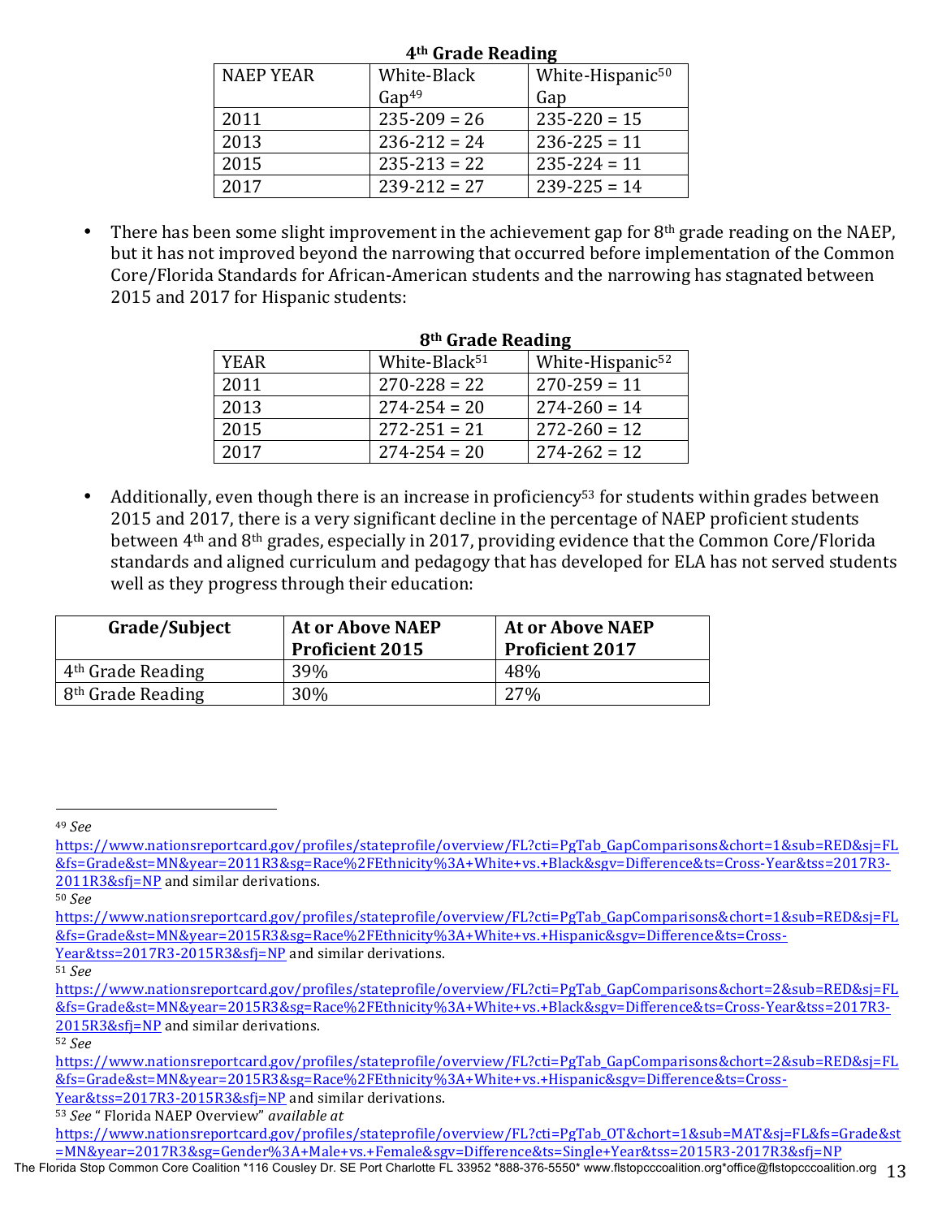**4th Grade Reading**

| NAEP YEAR | White-Black Gap[49] | White-Hispanic[50] Gap |
|---|---|---|
| 2011 | 235-209 = 26 | 235-220 = 15 |
| 2013 | 236-212 = 24 | 236-225 = 11 |
| 2015 | 235-213 = 22 | 235-224 = 11 |
| 2017 | 239-212 = 27 | 239-225 = 14 |

- There has been some slight improvement in the achievement gap for 8th grade reading on the NAEP, but it has not improved beyond the narrowing that occurred before implementation of the Common Core/Florida Standards for African-American students and the narrowing has stagnated between 2015 and 2017 for Hispanic students:

**8th Grade Reading**

| YEAR | White-Black[51] | White-Hispanic[52] |
|---|---|---|
| 2011 | 270-228 = 22 | 270-259 = 11 |
| 2013 | 274-254 = 20 | 274-260 = 14 |
| 2015 | 272-251 = 21 | 272-260 = 12 |
| 2017 | 274-254 = 20 | 274-262 = 12 |

- Additionally, even though there is an increase in proficiency[53] for students within grades between 2015 and 2017, there is a very significant decline in the percentage of NAEP proficient students between 4th and 8th grades, especially in 2017, providing evidence that the Common Core/Florida standards and aligned curriculum and pedagogy that has developed for ELA has not served students well as they progress through their education:

| Grade/Subject | At or Above NAEP Proficient 2015 | At or Above NAEP Proficient 2017 |
|---|---|---|
| 4th Grade Reading | 39% | 48% |
| 8th Grade Reading | 30% | 27% |

---

[49] *See* https://www.nationsreportcard.gov/profiles/stateprofile/overview/FL?cti=PgTab_GapComparisons&chort=1&sub=RED&sj=FL&fs=Grade&st=MN&year=2011R3&sg=Race%2FEthnicity%3A+White+vs.+Black&sgv=Difference&ts=Cross-Year&tss=2017R3-2011R3&sfj=NP and similar derivations.

[50] *See* https://www.nationsreportcard.gov/profiles/stateprofile/overview/FL?cti=PgTab_GapComparisons&chort=1&sub=RED&sj=FL&fs=Grade&st=MN&year=2015R3&sg=Race%2FEthnicity%3A+White+vs.+Hispanic&sgv=Difference&ts=Cross-Year&tss=2017R3-2015R3&sfj=NP and similar derivations.

[51] *See* https://www.nationsreportcard.gov/profiles/stateprofile/overview/FL?cti=PgTab_GapComparisons&chort=2&sub=RED&sj=FL&fs=Grade&st=MN&year=2015R3&sg=Race%2FEthnicity%3A+White+vs.+Black&sgv=Difference&ts=Cross-Year&tss=2017R3-2015R3&sfj=NP and similar derivations.

[52] *See* https://www.nationsreportcard.gov/profiles/stateprofile/overview/FL?cti=PgTab_GapComparisons&chort=2&sub=RED&sj=FL&fs=Grade&st=MN&year=2015R3&sg=Race%2FEthnicity%3A+White+vs.+Hispanic&sgv=Difference&ts=Cross-Year&tss=2017R3-2015R3&sfj=NP and similar derivations.

[53] *See* " Florida NAEP Overview" *available at* https://www.nationsreportcard.gov/profiles/stateprofile/overview/FL?cti=PgTab_OT&chort=1&sub=MAT&sj=FL&fs=Grade&st=MN&year=2017R3&sg=Gender%3A+Male+vs.+Female&sgv=Difference&ts=Single+Year&tss=2015R3-2017R3&sfj=NP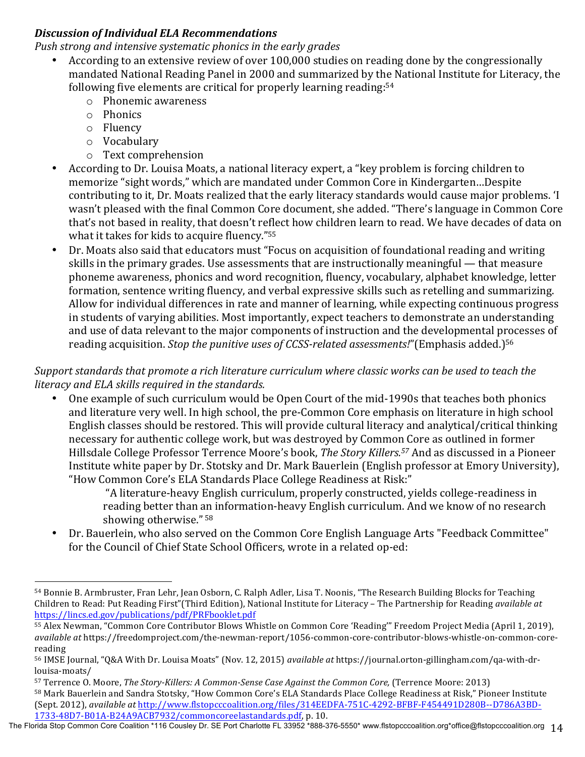***Discussion of Individual ELA Recommendations***

*Push strong and intensive systematic phonics in the early grades*

- According to an extensive review of over 100,000 studies on reading done by the congressionally mandated National Reading Panel in 2000 and summarized by the National Institute for Literacy, the following five elements are critical for properly learning reading:[54]
  - Phonemic awareness
  - Phonics
  - Fluency
  - Vocabulary
  - Text comprehension
- According to Dr. Louisa Moats, a national literacy expert, a "key problem is forcing children to memorize "sight words," which are mandated under Common Core in Kindergarten…Despite contributing to it, Dr. Moats realized that the early literacy standards would cause major problems. 'I wasn't pleased with the final Common Core document, she added. "There's language in Common Core that's not based in reality, that doesn't reflect how children learn to read. We have decades of data on what it takes for kids to acquire fluency."[55]
- Dr. Moats also said that educators must "Focus on acquisition of foundational reading and writing skills in the primary grades. Use assessments that are instructionally meaningful — that measure phoneme awareness, phonics and word recognition, fluency, vocabulary, alphabet knowledge, letter formation, sentence writing fluency, and verbal expressive skills such as retelling and summarizing. Allow for individual differences in rate and manner of learning, while expecting continuous progress in students of varying abilities. Most importantly, expect teachers to demonstrate an understanding and use of data relevant to the major components of instruction and the developmental processes of reading acquisition. *Stop the punitive uses of CCSS-related assessments!*"(Emphasis added.)[56]

*Support standards that promote a rich literature curriculum where classic works can be used to teach the literacy and ELA skills required in the standards.*

- One example of such curriculum would be Open Court of the mid-1990s that teaches both phonics and literature very well. In high school, the pre-Common Core emphasis on literature in high school English classes should be restored. This will provide cultural literacy and analytical/critical thinking necessary for authentic college work, but was destroyed by Common Core as outlined in former Hillsdale College Professor Terrence Moore's book, *The Story Killers.*[57] And as discussed in a Pioneer Institute white paper by Dr. Stotsky and Dr. Mark Bauerlein (English professor at Emory University), "How Common Core's ELA Standards Place College Readiness at Risk:"

  > "A literature-heavy English curriculum, properly constructed, yields college-readiness in reading better than an information-heavy English curriculum. And we know of no research showing otherwise." [58]

- Dr. Bauerlein, who also served on the Common Core English Language Arts "Feedback Committee" for the Council of Chief State School Officers, wrote in a related op-ed:

---

[54] Bonnie B. Armbruster, Fran Lehr, Jean Osborn, C. Ralph Adler, Lisa T. Noonis, "The Research Building Blocks for Teaching Children to Read: Put Reading First"(Third Edition), National Institute for Literacy – The Partnership for Reading *available at* https://lincs.ed.gov/publications/pdf/PRFbooklet.pdf

[55] Alex Newman, "Common Core Contributor Blows Whistle on Common Core 'Reading'" Freedom Project Media (April 1, 2019), *available at* https://freedomproject.com/the-newman-report/1056-common-core-contributor-blows-whistle-on-common-core-reading

[56] IMSE Journal, "Q&A With Dr. Louisa Moats" (Nov. 12, 2015) *available at* https://journal.orton-gillingham.com/qa-with-dr-louisa-moats/

[57] Terrence O. Moore, *The Story-Killers: A Common-Sense Case Against the Common Core,* (Terrence Moore: 2013)

[58] Mark Bauerlein and Sandra Stotsky, "How Common Core's ELA Standards Place College Readiness at Risk," Pioneer Institute (Sept. 2012), *available at* http://www.flstopcccoalition.org/files/314EEDFA-751C-4292-BFBF-F454491D280B--D786A3BD-1733-48D7-B01A-B24A9ACB7932/commoncoreelastandards.pdf, p. 10.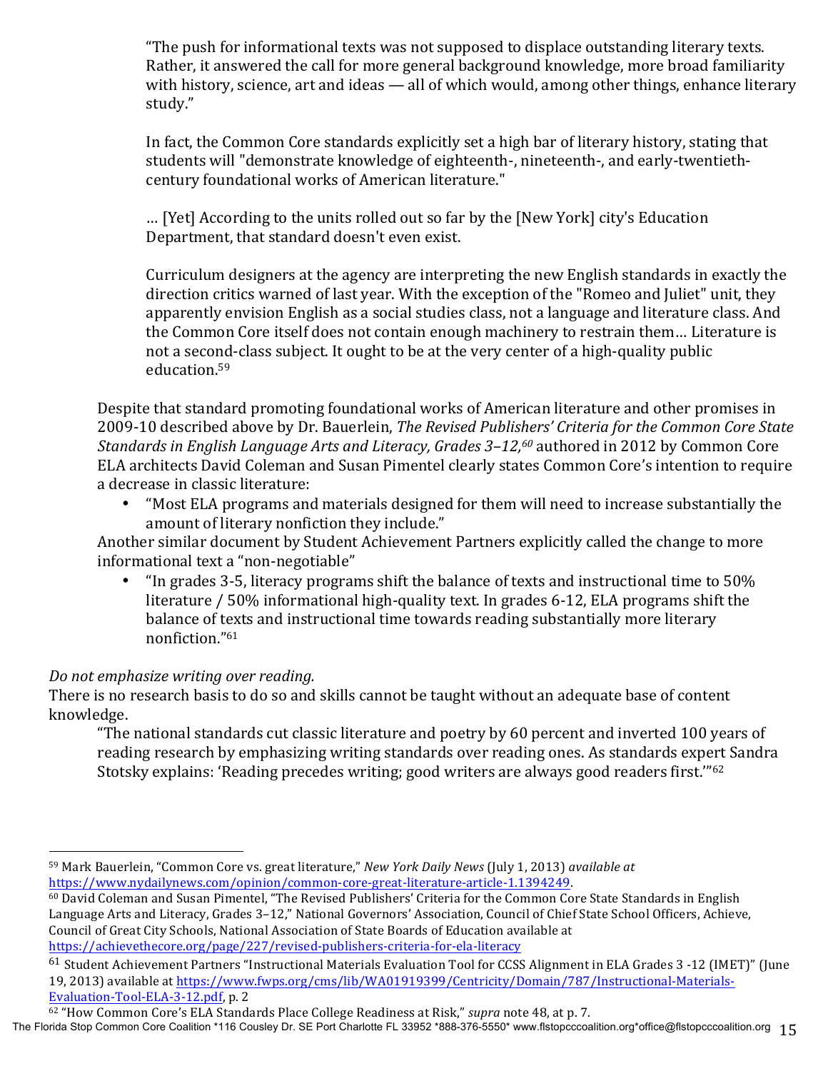> "The push for informational texts was not supposed to displace outstanding literary texts. Rather, it answered the call for more general background knowledge, more broad familiarity with history, science, art and ideas — all of which would, among other things, enhance literary study."
>
> In fact, the Common Core standards explicitly set a high bar of literary history, stating that students will "demonstrate knowledge of eighteenth-, nineteenth-, and early-twentieth-century foundational works of American literature."
>
> … [Yet] According to the units rolled out so far by the [New York] city's Education Department, that standard doesn't even exist.
>
> Curriculum designers at the agency are interpreting the new English standards in exactly the direction critics warned of last year. With the exception of the "Romeo and Juliet" unit, they apparently envision English as a social studies class, not a language and literature class. And the Common Core itself does not contain enough machinery to restrain them… Literature is not a second-class subject. It ought to be at the very center of a high-quality public education.[59]

Despite that standard promoting foundational works of American literature and other promises in 2009-10 described above by Dr. Bauerlein, *The Revised Publishers' Criteria for the Common Core State Standards in English Language Arts and Literacy, Grades 3–12,*[60] authored in 2012 by Common Core ELA architects David Coleman and Susan Pimentel clearly states Common Core's intention to require a decrease in classic literature:

- "Most ELA programs and materials designed for them will need to increase substantially the amount of literary nonfiction they include."

Another similar document by Student Achievement Partners explicitly called the change to more informational text a "non-negotiable"

- "In grades 3-5, literacy programs shift the balance of texts and instructional time to 50% literature / 50% informational high-quality text. In grades 6-12, ELA programs shift the balance of texts and instructional time towards reading substantially more literary nonfiction."[61]

*Do not emphasize writing over reading.*

There is no research basis to do so and skills cannot be taught without an adequate base of content knowledge.

> "The national standards cut classic literature and poetry by 60 percent and inverted 100 years of reading research by emphasizing writing standards over reading ones. As standards expert Sandra Stotsky explains: 'Reading precedes writing; good writers are always good readers first.'"[62]

---

[59] Mark Bauerlein, "Common Core vs. great literature," *New York Daily News* (July 1, 2013) *available at* https://www.nydailynews.com/opinion/common-core-great-literature-article-1.1394249.

[60] David Coleman and Susan Pimentel, "The Revised Publishers' Criteria for the Common Core State Standards in English Language Arts and Literacy, Grades 3–12," National Governors' Association, Council of Chief State School Officers, Achieve, Council of Great City Schools, National Association of State Boards of Education available at https://achievethecore.org/page/227/revised-publishers-criteria-for-ela-literacy

[61] Student Achievement Partners "Instructional Materials Evaluation Tool for CCSS Alignment in ELA Grades 3 -12 (IMET)" (June 19, 2013) available at https://www.fwps.org/cms/lib/WA01919399/Centricity/Domain/787/Instructional-Materials-Evaluation-Tool-ELA-3-12.pdf, p. 2

[62] "How Common Core's ELA Standards Place College Readiness at Risk," *supra* note 48, at p. 7.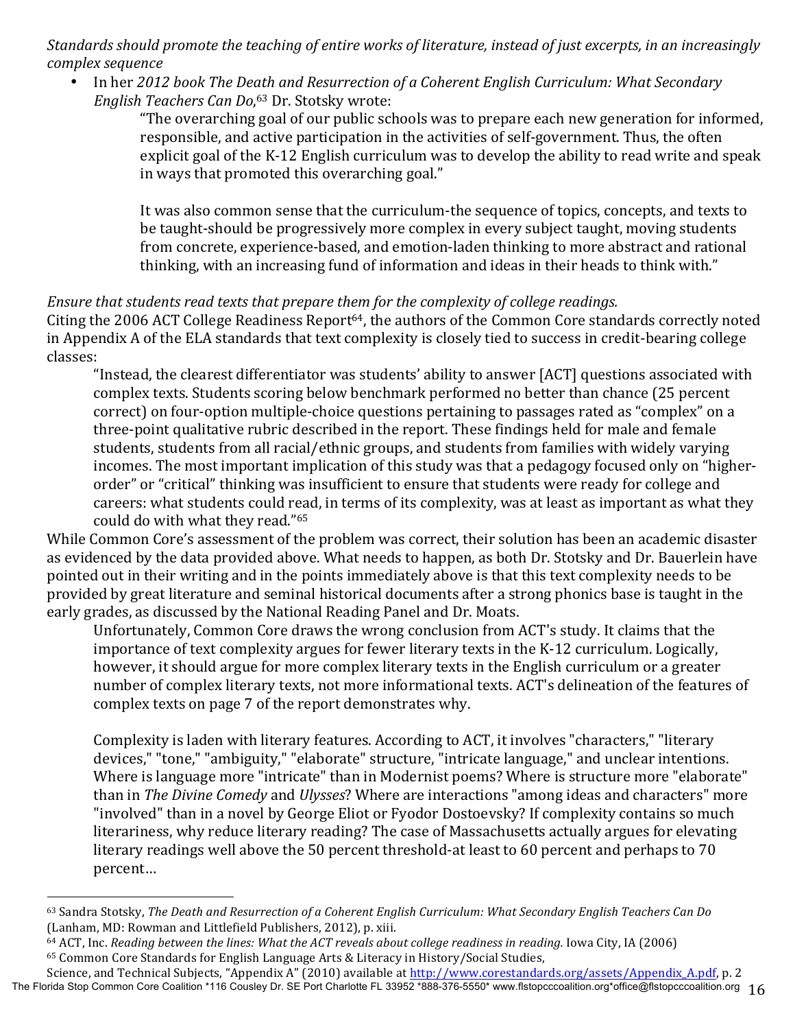*Standards should promote the teaching of entire works of literature, instead of just excerpts, in an increasingly complex sequence*

- In her *2012 book The Death and Resurrection of a Coherent English Curriculum: What Secondary English Teachers Can Do*,[63] Dr. Stotsky wrote:

  > "The overarching goal of our public schools was to prepare each new generation for informed, responsible, and active participation in the activities of self-government. Thus, the often explicit goal of the K-12 English curriculum was to develop the ability to read write and speak in ways that promoted this overarching goal."
  >
  > It was also common sense that the curriculum-the sequence of topics, concepts, and texts to be taught-should be progressively more complex in every subject taught, moving students from concrete, experience-based, and emotion-laden thinking to more abstract and rational thinking, with an increasing fund of information and ideas in their heads to think with."

*Ensure that students read texts that prepare them for the complexity of college readings.*

Citing the 2006 ACT College Readiness Report[64], the authors of the Common Core standards correctly noted in Appendix A of the ELA standards that text complexity is closely tied to success in credit-bearing college classes:

> "Instead, the clearest differentiator was students' ability to answer [ACT] questions associated with complex texts. Students scoring below benchmark performed no better than chance (25 percent correct) on four-option multiple-choice questions pertaining to passages rated as "complex" on a three-point qualitative rubric described in the report. These findings held for male and female students, students from all racial/ethnic groups, and students from families with widely varying incomes. The most important implication of this study was that a pedagogy focused only on "higher-order" or "critical" thinking was insufficient to ensure that students were ready for college and careers: what students could read, in terms of its complexity, was at least as important as what they could do with what they read."[65]

While Common Core's assessment of the problem was correct, their solution has been an academic disaster as evidenced by the data provided above. What needs to happen, as both Dr. Stotsky and Dr. Bauerlein have pointed out in their writing and in the points immediately above is that this text complexity needs to be provided by great literature and seminal historical documents after a strong phonics base is taught in the early grades, as discussed by the National Reading Panel and Dr. Moats.

> Unfortunately, Common Core draws the wrong conclusion from ACT's study. It claims that the importance of text complexity argues for fewer literary texts in the K-12 curriculum. Logically, however, it should argue for more complex literary texts in the English curriculum or a greater number of complex literary texts, not more informational texts. ACT's delineation of the features of complex texts on page 7 of the report demonstrates why.
>
> Complexity is laden with literary features. According to ACT, it involves "characters," "literary devices," "tone," "ambiguity," "elaborate" structure, "intricate language," and unclear intentions. Where is language more "intricate" than in Modernist poems? Where is structure more "elaborate" than in *The Divine Comedy* and *Ulysses*? Where are interactions "among ideas and characters" more "involved" than in a novel by George Eliot or Fyodor Dostoevsky? If complexity contains so much literariness, why reduce literary reading? The case of Massachusetts actually argues for elevating literary readings well above the 50 percent threshold-at least to 60 percent and perhaps to 70 percent…

---

[63] Sandra Stotsky, *The Death and Resurrection of a Coherent English Curriculum: What Secondary English Teachers Can Do* (Lanham, MD: Rowman and Littlefield Publishers, 2012), p. xiii.

[64] ACT, Inc. *Reading between the lines: What the ACT reveals about college readiness in reading.* Iowa City, IA (2006)

[65] Common Core Standards for English Language Arts & Literacy in History/Social Studies, Science, and Technical Subjects, "Appendix A" (2010) available at http://www.corestandards.org/assets/Appendix_A.pdf, p. 2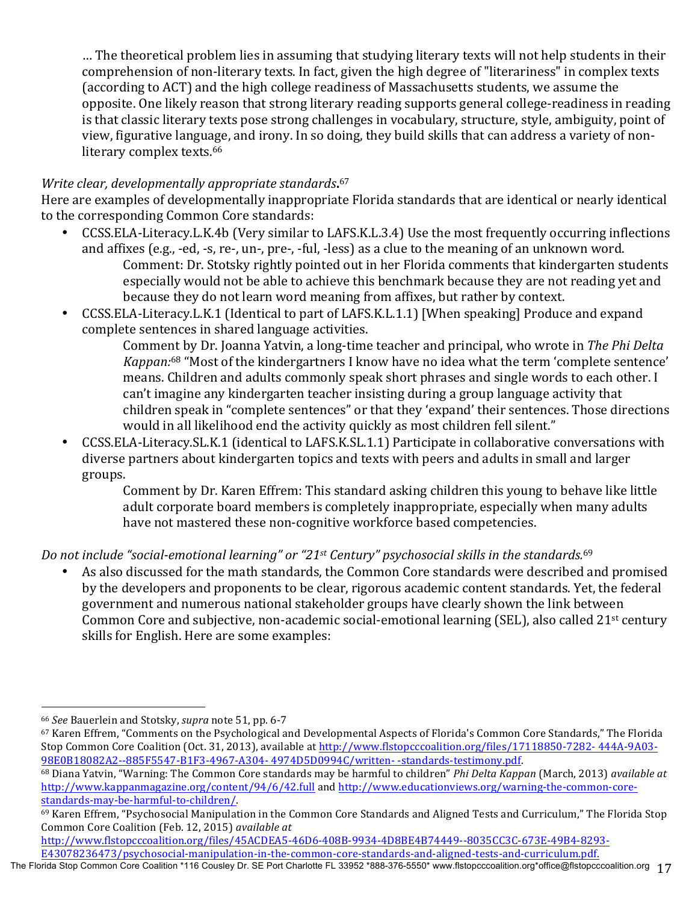> … The theoretical problem lies in assuming that studying literary texts will not help students in their comprehension of non-literary texts. In fact, given the high degree of "literariness" in complex texts (according to ACT) and the high college readiness of Massachusetts students, we assume the opposite. One likely reason that strong literary reading supports general college-readiness in reading is that classic literary texts pose strong challenges in vocabulary, structure, style, ambiguity, point of view, figurative language, and irony. In so doing, they build skills that can address a variety of non-literary complex texts.[66]

*Write clear, developmentally appropriate standards***.**[67]

Here are examples of developmentally inappropriate Florida standards that are identical or nearly identical to the corresponding Common Core standards:

- CCSS.ELA-Literacy.L.K.4b (Very similar to LAFS.K.L.3.4) Use the most frequently occurring inflections and affixes (e.g., -ed, -s, re-, un-, pre-, -ful, -less) as a clue to the meaning of an unknown word.
  
  Comment: Dr. Stotsky rightly pointed out in her Florida comments that kindergarten students especially would not be able to achieve this benchmark because they are not reading yet and because they do not learn word meaning from affixes, but rather by context.

- CCSS.ELA-Literacy.L.K.1 (Identical to part of LAFS.K.L.1.1) [When speaking] Produce and expand complete sentences in shared language activities.
  
  Comment by Dr. Joanna Yatvin, a long-time teacher and principal, who wrote in *The Phi Delta Kappan:*[68] "Most of the kindergartners I know have no idea what the term 'complete sentence' means. Children and adults commonly speak short phrases and single words to each other. I can't imagine any kindergarten teacher insisting during a group language activity that children speak in "complete sentences" or that they 'expand' their sentences. Those directions would in all likelihood end the activity quickly as most children fell silent."

- CCSS.ELA-Literacy.SL.K.1 (identical to LAFS.K.SL.1.1) Participate in collaborative conversations with diverse partners about kindergarten topics and texts with peers and adults in small and larger groups.
  
  Comment by Dr. Karen Effrem: This standard asking children this young to behave like little adult corporate board members is completely inappropriate, especially when many adults have not mastered these non-cognitive workforce based competencies.

*Do not include "social-emotional learning" or "21st Century" psychosocial skills in the standards.*[69]

- As also discussed for the math standards, the Common Core standards were described and promised by the developers and proponents to be clear, rigorous academic content standards. Yet, the federal government and numerous national stakeholder groups have clearly shown the link between Common Core and subjective, non-academic social-emotional learning (SEL), also called 21st century skills for English. Here are some examples:

---

[66] *See* Bauerlein and Stotsky, *supra* note 51, pp. 6-7

[67] Karen Effrem, "Comments on the Psychological and Developmental Aspects of Florida's Common Core Standards," The Florida Stop Common Core Coalition (Oct. 31, 2013), available at http://www.flstopcccoalition.org/files/17118850-7282- 444A-9A03-98E0B18082A2--885F5547-B1F3-4967-A304- 4974D5D0994C/written- -standards-testimony.pdf.

[68] Diana Yatvin, "Warning: The Common Core standards may be harmful to children" *Phi Delta Kappan* (March, 2013) *available at* http://www.kappanmagazine.org/content/94/6/42.full and http://www.educationviews.org/warning-the-common-core-standards-may-be-harmful-to-children/.

[69] Karen Effrem, "Psychosocial Manipulation in the Common Core Standards and Aligned Tests and Curriculum," The Florida Stop Common Core Coalition (Feb. 12, 2015) *available at* http://www.flstopcccoalition.org/files/45ACDEA5-46D6-408B-9934-4D8BE4B74449--8035CC3C-673E-49B4-8293-E43078236473/psychosocial-manipulation-in-the-common-core-standards-and-aligned-tests-and-curriculum.pdf.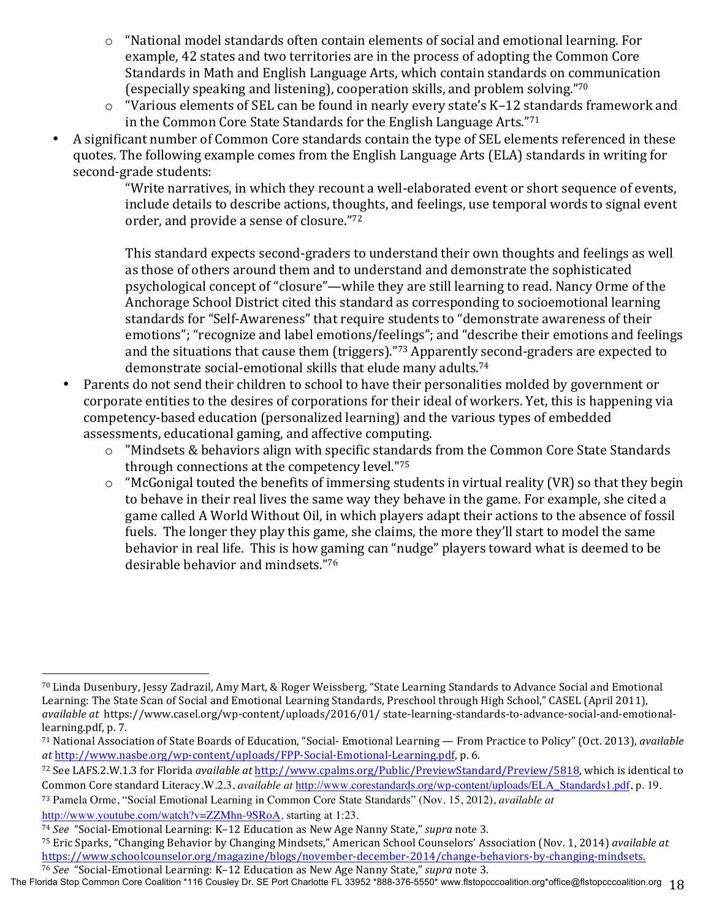- "National model standards often contain elements of social and emotional learning. For example, 42 states and two territories are in the process of adopting the Common Core Standards in Math and English Language Arts, which contain standards on communication (especially speaking and listening), cooperation skills, and problem solving."[70]
- "Various elements of SEL can be found in nearly every state's K–12 standards framework and in the Common Core State Standards for the English Language Arts."[71]

- A significant number of Common Core standards contain the type of SEL elements referenced in these quotes. The following example comes from the English Language Arts (ELA) standards in writing for second-grade students:

  > "Write narratives, in which they recount a well-elaborated event or short sequence of events, include details to describe actions, thoughts, and feelings, use temporal words to signal event order, and provide a sense of closure."[72]
  >
  > This standard expects second-graders to understand their own thoughts and feelings as well as those of others around them and to understand and demonstrate the sophisticated psychological concept of "closure"—while they are still learning to read. Nancy Orme of the Anchorage School District cited this standard as corresponding to socioemotional learning standards for "Self-Awareness" that require students to "demonstrate awareness of their emotions"; "recognize and label emotions/feelings"; and "describe their emotions and feelings and the situations that cause them (triggers)."[73] Apparently second-graders are expected to demonstrate social-emotional skills that elude many adults.[74]

- Parents do not send their children to school to have their personalities molded by government or corporate entities to the desires of corporations for their ideal of workers. Yet, this is happening via competency-based education (personalized learning) and the various types of embedded assessments, educational gaming, and affective computing.
  - "Mindsets & behaviors align with specific standards from the Common Core State Standards through connections at the competency level."[75]
  - "McGonigal touted the benefits of immersing students in virtual reality (VR) so that they begin to behave in their real lives the same way they behave in the game. For example, she cited a game called A World Without Oil, in which players adapt their actions to the absence of fossil fuels. The longer they play this game, she claims, the more they'll start to model the same behavior in real life. This is how gaming can "nudge" players toward what is deemed to be desirable behavior and mindsets."[76]

---

[70] Linda Dusenbury, Jessy Zadrazil, Amy Mart, & Roger Weissberg, "State Learning Standards to Advance Social and Emotional Learning: The State Scan of Social and Emotional Learning Standards, Preschool through High School," CASEL (April 2011), *available at* https://www.casel.org/wp-content/uploads/2016/01/ state-learning-standards-to-advance-social-and-emotional-learning.pdf, p. 7.

[71] National Association of State Boards of Education, "Social- Emotional Learning — From Practice to Policy" (Oct. 2013), *available at* http://www.nasbe.org/wp-content/uploads/FPP-Social-Emotional-Learning.pdf, p. 6.

[72] See LAFS.2.W.1.3 for Florida *available at* http://www.cpalms.org/Public/PreviewStandard/Preview/5818, which is identical to Common Core standard Literacy.W.2.3, *available at* http://www.corestandards.org/wp-content/uploads/ELA_Standards1.pdf, p. 19.

[73] Pamela Orme, "Social Emotional Learning in Common Core State Standards" (Nov. 15, 2012), *available at* http://www.youtube.com/watch?v=ZZMhn-9SRoA, starting at 1:23.

[74] *See* "Social-Emotional Learning: K–12 Education as New Age Nanny State," *supra* note 3.

[75] Eric Sparks, "Changing Behavior by Changing Mindsets," American School Counselors' Association (Nov. 1, 2014) *available at* https://www.schoolcounselor.org/magazine/blogs/november-december-2014/change-behaviors-by-changing-mindsets.

[76] *See* "Social-Emotional Learning: K–12 Education as New Age Nanny State," *supra* note 3.

The Florida Stop Common Core Coalition *116 Cousley Dr. SE Port Charlotte FL 33952 *888-376-5550* www.flstopcccoalition.org*office@flstopcccoalition.org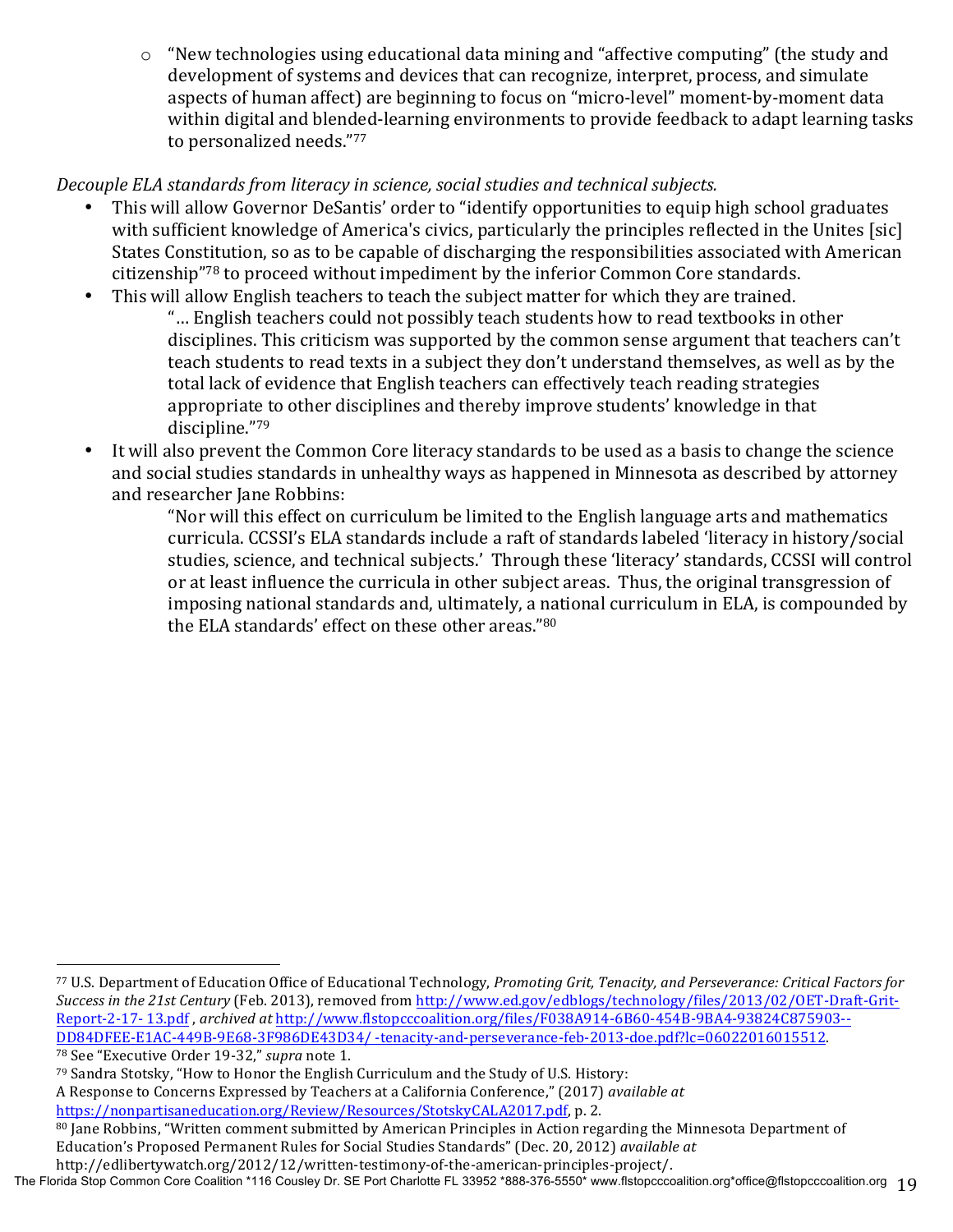- "New technologies using educational data mining and "affective computing" (the study and development of systems and devices that can recognize, interpret, process, and simulate aspects of human affect) are beginning to focus on "micro-level" moment-by-moment data within digital and blended-learning environments to provide feedback to adapt learning tasks to personalized needs."[77]

*Decouple ELA standards from literacy in science, social studies and technical subjects.*

- This will allow Governor DeSantis' order to "identify opportunities to equip high school graduates with sufficient knowledge of America's civics, particularly the principles reflected in the Unites [sic] States Constitution, so as to be capable of discharging the responsibilities associated with American citizenship"[78] to proceed without impediment by the inferior Common Core standards.
- This will allow English teachers to teach the subject matter for which they are trained.

  "… English teachers could not possibly teach students how to read textbooks in other disciplines. This criticism was supported by the common sense argument that teachers can't teach students to read texts in a subject they don't understand themselves, as well as by the total lack of evidence that English teachers can effectively teach reading strategies appropriate to other disciplines and thereby improve students' knowledge in that discipline."[79]

- It will also prevent the Common Core literacy standards to be used as a basis to change the science and social studies standards in unhealthy ways as happened in Minnesota as described by attorney and researcher Jane Robbins:

  "Nor will this effect on curriculum be limited to the English language arts and mathematics curricula. CCSSI's ELA standards include a raft of standards labeled 'literacy in history/social studies, science, and technical subjects.' Through these 'literacy' standards, CCSSI will control or at least influence the curricula in other subject areas. Thus, the original transgression of imposing national standards and, ultimately, a national curriculum in ELA, is compounded by the ELA standards' effect on these other areas."[80]

---

[77] U.S. Department of Education Office of Educational Technology, *Promoting Grit, Tenacity, and Perseverance: Critical Factors for Success in the 21st Century* (Feb. 2013), removed from http://www.ed.gov/edblogs/technology/files/2013/02/OET-Draft-Grit-Report-2-17-13.pdf , *archived at* http://www.flstopcccoalition.org/files/F038A914-6B60-454B-9BA4-93824C875903--DD84DFEE-E1AC-449B-9E68-3F986DE43D34/-tenacity-and-perseverance-feb-2013-doe.pdf?lc=06022016015512.

[78] See "Executive Order 19-32," *supra* note 1.

[79] Sandra Stotsky, "How to Honor the English Curriculum and the Study of U.S. History: A Response to Concerns Expressed by Teachers at a California Conference," (2017) *available at* https://nonpartisaneducation.org/Review/Resources/StotskyCALA2017.pdf, p. 2.

[80] Jane Robbins, "Written comment submitted by American Principles in Action regarding the Minnesota Department of Education's Proposed Permanent Rules for Social Studies Standards" (Dec. 20, 2012) *available at* http://edlibertywatch.org/2012/12/written-testimony-of-the-american-principles-project/.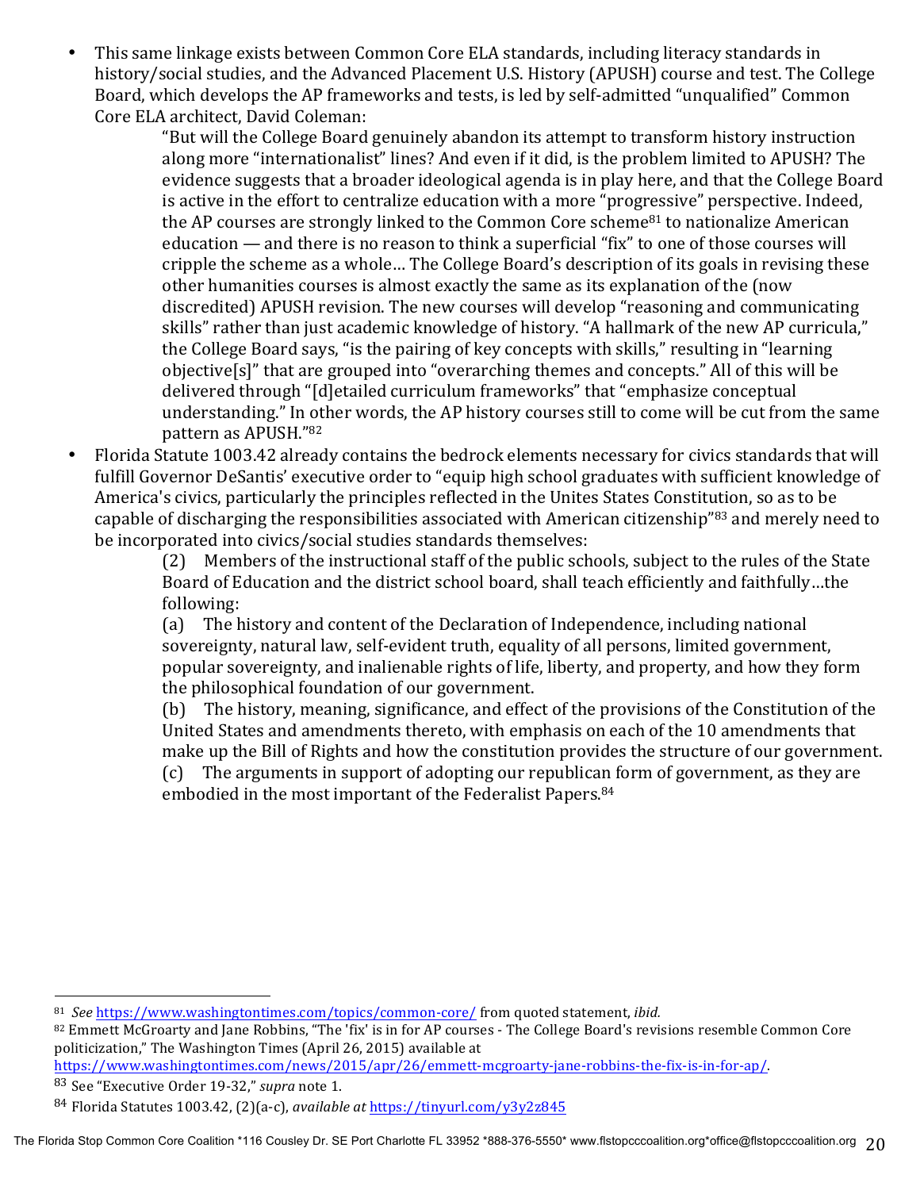- This same linkage exists between Common Core ELA standards, including literacy standards in history/social studies, and the Advanced Placement U.S. History (APUSH) course and test. The College Board, which develops the AP frameworks and tests, is led by self-admitted "unqualified" Common Core ELA architect, David Coleman:

  > "But will the College Board genuinely abandon its attempt to transform history instruction along more "internationalist" lines? And even if it did, is the problem limited to APUSH? The evidence suggests that a broader ideological agenda is in play here, and that the College Board is active in the effort to centralize education with a more "progressive" perspective. Indeed, the AP courses are strongly linked to the Common Core scheme[81] to nationalize American education — and there is no reason to think a superficial "fix" to one of those courses will cripple the scheme as a whole… The College Board's description of its goals in revising these other humanities courses is almost exactly the same as its explanation of the (now discredited) APUSH revision. The new courses will develop "reasoning and communicating skills" rather than just academic knowledge of history. "A hallmark of the new AP curricula," the College Board says, "is the pairing of key concepts with skills," resulting in "learning objective[s]" that are grouped into "overarching themes and concepts." All of this will be delivered through "[d]etailed curriculum frameworks" that "emphasize conceptual understanding." In other words, the AP history courses still to come will be cut from the same pattern as APUSH."[82]

- Florida Statute 1003.42 already contains the bedrock elements necessary for civics standards that will fulfill Governor DeSantis' executive order to "equip high school graduates with sufficient knowledge of America's civics, particularly the principles reflected in the Unites States Constitution, so as to be capable of discharging the responsibilities associated with American citizenship"[83] and merely need to be incorporated into civics/social studies standards themselves:

  > (2) Members of the instructional staff of the public schools, subject to the rules of the State Board of Education and the district school board, shall teach efficiently and faithfully…the following:
  >
  > (a) The history and content of the Declaration of Independence, including national sovereignty, natural law, self-evident truth, equality of all persons, limited government, popular sovereignty, and inalienable rights of life, liberty, and property, and how they form the philosophical foundation of our government.
  >
  > (b) The history, meaning, significance, and effect of the provisions of the Constitution of the United States and amendments thereto, with emphasis on each of the 10 amendments that make up the Bill of Rights and how the constitution provides the structure of our government.
  >
  > (c) The arguments in support of adopting our republican form of government, as they are embodied in the most important of the Federalist Papers.[84]

---

[81] *See* https://www.washingtontimes.com/topics/common-core/ from quoted statement, *ibid.*

[82] Emmett McGroarty and Jane Robbins, "The 'fix' is in for AP courses - The College Board's revisions resemble Common Core politicization," The Washington Times (April 26, 2015) available at https://www.washingtontimes.com/news/2015/apr/26/emmett-mcgroarty-jane-robbins-the-fix-is-in-for-ap/.

[83] See "Executive Order 19-32," *supra* note 1.

[84] Florida Statutes 1003.42, (2)(a-c), *available at* https://tinyurl.com/y3y2z845

The Florida Stop Common Core Coalition *116 Cousley Dr. SE Port Charlotte FL 33952 *888-376-5550* www.flstopcccoalition.org*office@flstopcccoalition.org